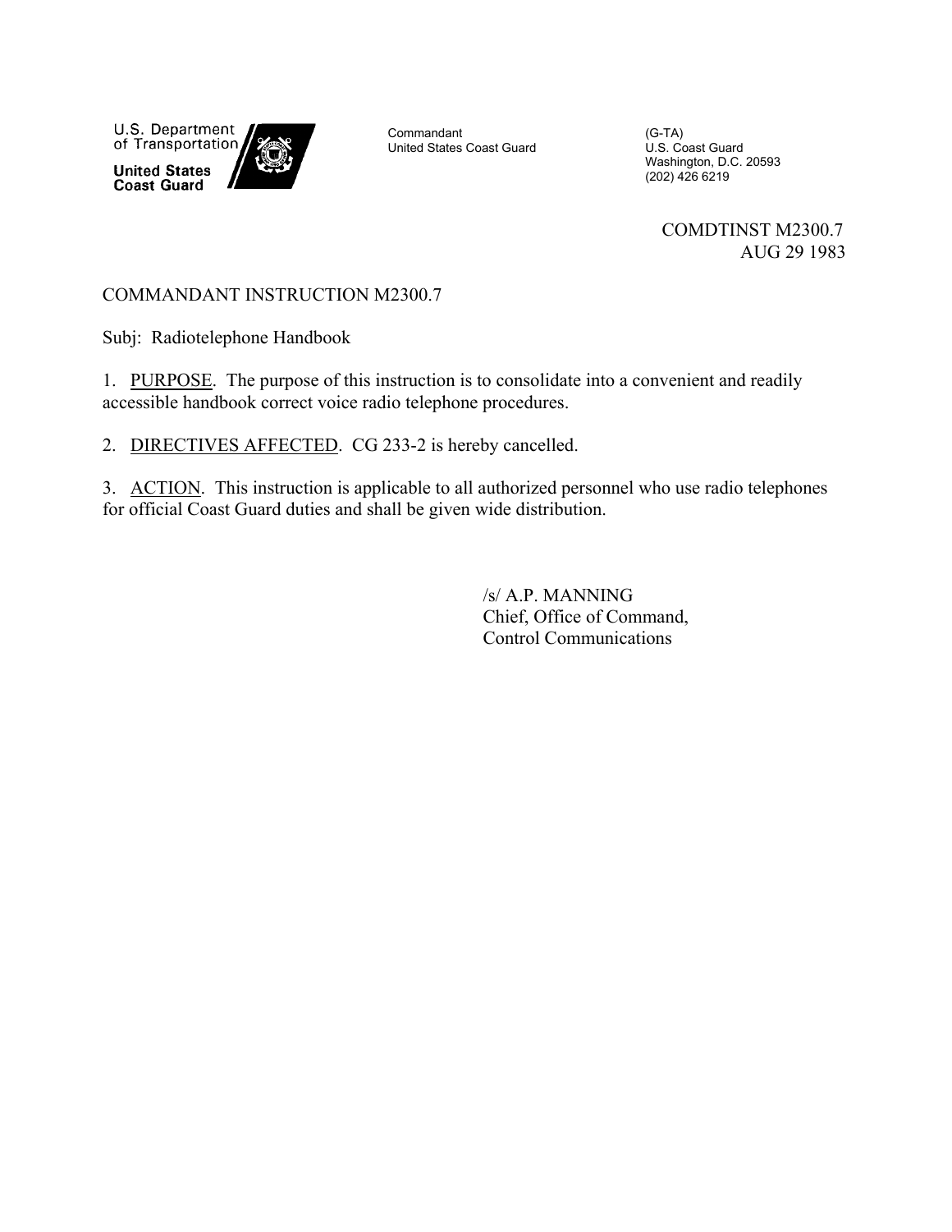U.S. Department of Transportation

United States Coast Guard

Commandant
United States Coast Guard

(G-TA)
U.S. Coast Guard
Washington, D.C. 20593
(202) 426 6219

COMDTINST M2300.7
AUG 29 1983

COMMANDANT INSTRUCTION M2300.7

Subj: Radiotelephone Handbook

1. PURPOSE. The purpose of this instruction is to consolidate into a convenient and readily accessible handbook correct voice radio telephone procedures.

2. DIRECTIVES AFFECTED. CG 233-2 is hereby cancelled.

3. ACTION. This instruction is applicable to all authorized personnel who use radio telephones for official Coast Guard duties and shall be given wide distribution.

/s/ A.P. MANNING
Chief, Office of Command,
Control Communications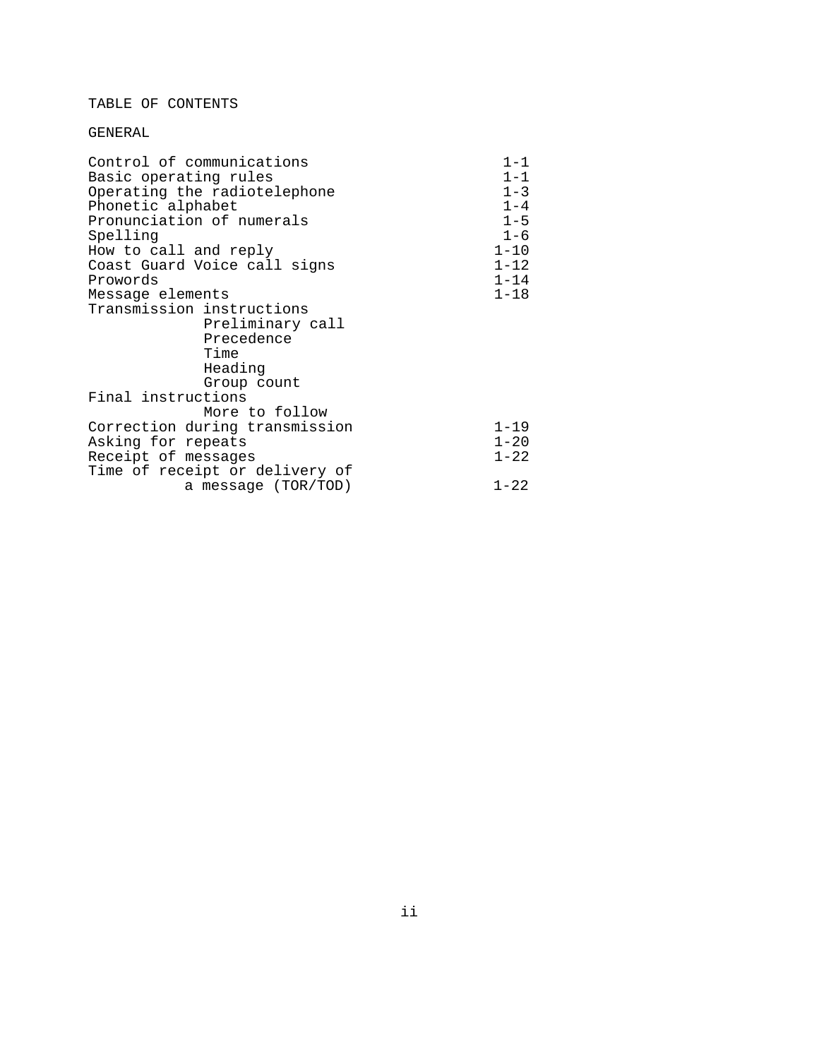# TABLE OF CONTENTS

## GENERAL

| | |
|---|---|
| Control of communications | 1-1 |
| Basic operating rules | 1-1 |
| Operating the radiotelephone | 1-3 |
| Phonetic alphabet | 1-4 |
| Pronunciation of numerals | 1-5 |
| Spelling | 1-6 |
| How to call and reply | 1-10 |
| Coast Guard Voice call signs | 1-12 |
| Prowords | 1-14 |
| Message elements | 1-18 |
| Transmission instructions | |
| Preliminary call | |
| Precedence | |
| Time | |
| Heading | |
| Group count | |
| Final instructions | |
| More to follow | |
| Correction during transmission | 1-19 |
| Asking for repeats | 1-20 |
| Receipt of messages | 1-22 |
| Time of receipt or delivery of a message (TOR/TOD) | 1-22 |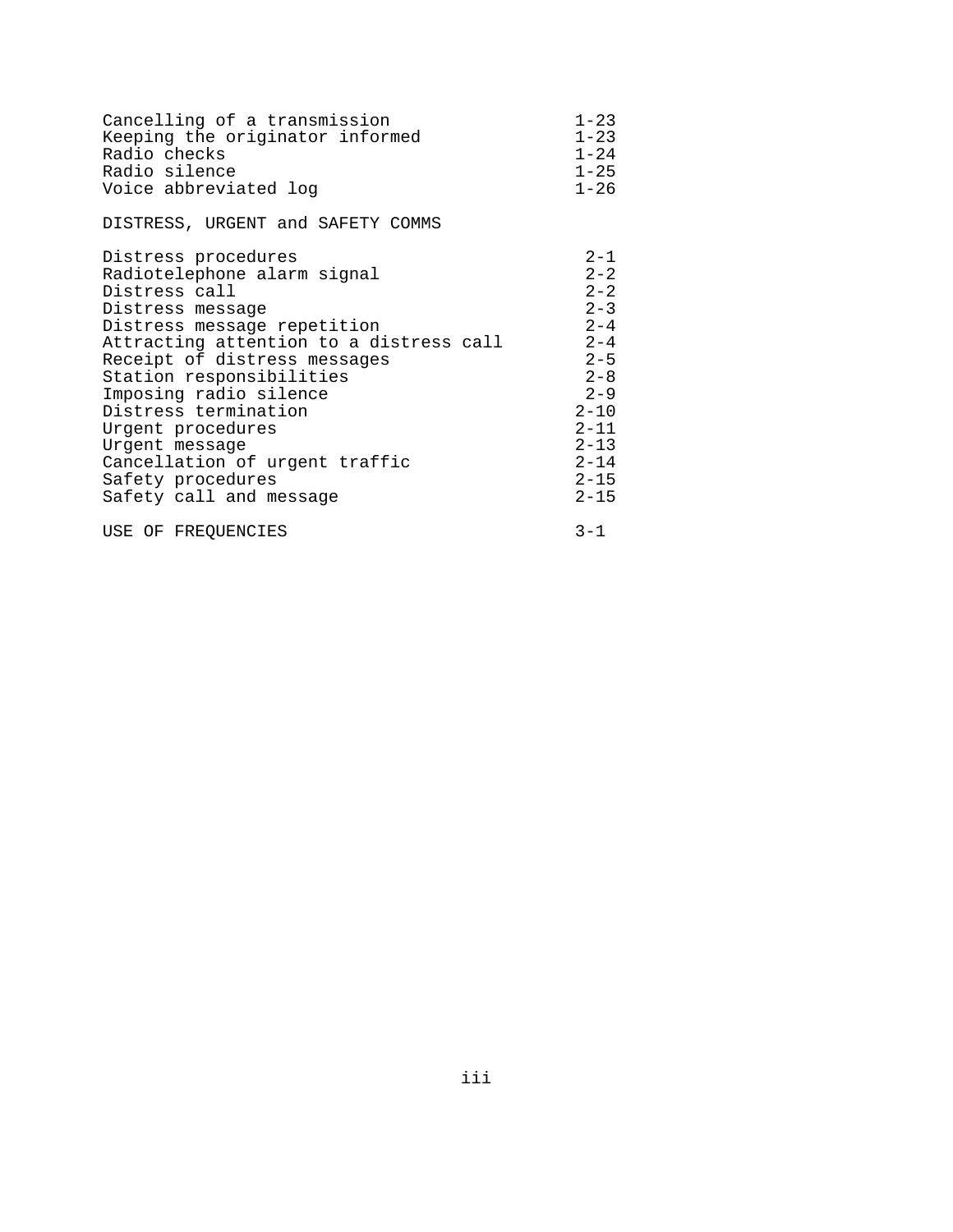| | |
|---|---|
| Cancelling of a transmission | 1-23 |
| Keeping the originator informed | 1-23 |
| Radio checks | 1-24 |
| Radio silence | 1-25 |
| Voice abbreviated log | 1-26 |

DISTRESS, URGENT and SAFETY COMMS

| | |
|---|---|
| Distress procedures | 2-1 |
| Radiotelephone alarm signal | 2-2 |
| Distress call | 2-2 |
| Distress message | 2-3 |
| Distress message repetition | 2-4 |
| Attracting attention to a distress call | 2-4 |
| Receipt of distress messages | 2-5 |
| Station responsibilities | 2-8 |
| Imposing radio silence | 2-9 |
| Distress termination | 2-10 |
| Urgent procedures | 2-11 |
| Urgent message | 2-13 |
| Cancellation of urgent traffic | 2-14 |
| Safety procedures | 2-15 |
| Safety call and message | 2-15 |

| | |
|---|---|
| USE OF FREQUENCIES | 3-1 |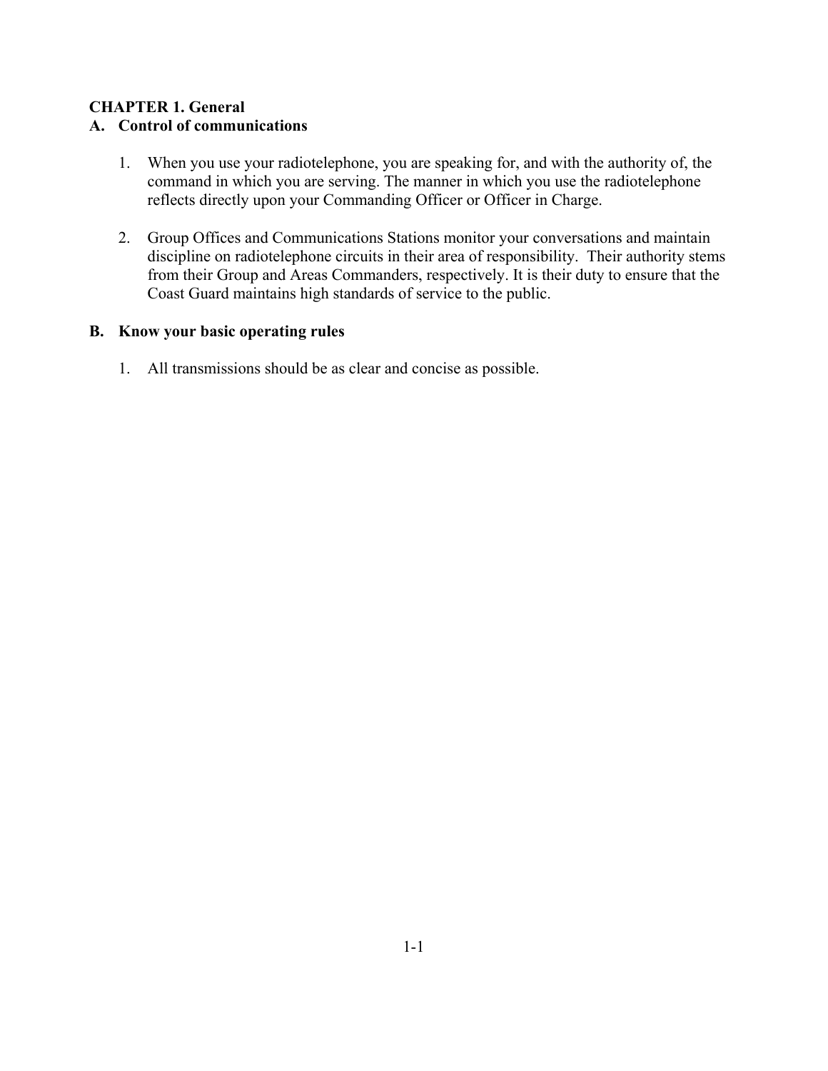# CHAPTER 1. General

## A. Control of communications

1. When you use your radiotelephone, you are speaking for, and with the authority of, the command in which you are serving. The manner in which you use the radiotelephone reflects directly upon your Commanding Officer or Officer in Charge.

2. Group Offices and Communications Stations monitor your conversations and maintain discipline on radiotelephone circuits in their area of responsibility. Their authority stems from their Group and Areas Commanders, respectively. It is their duty to ensure that the Coast Guard maintains high standards of service to the public.

## B. Know your basic operating rules

1. All transmissions should be as clear and concise as possible.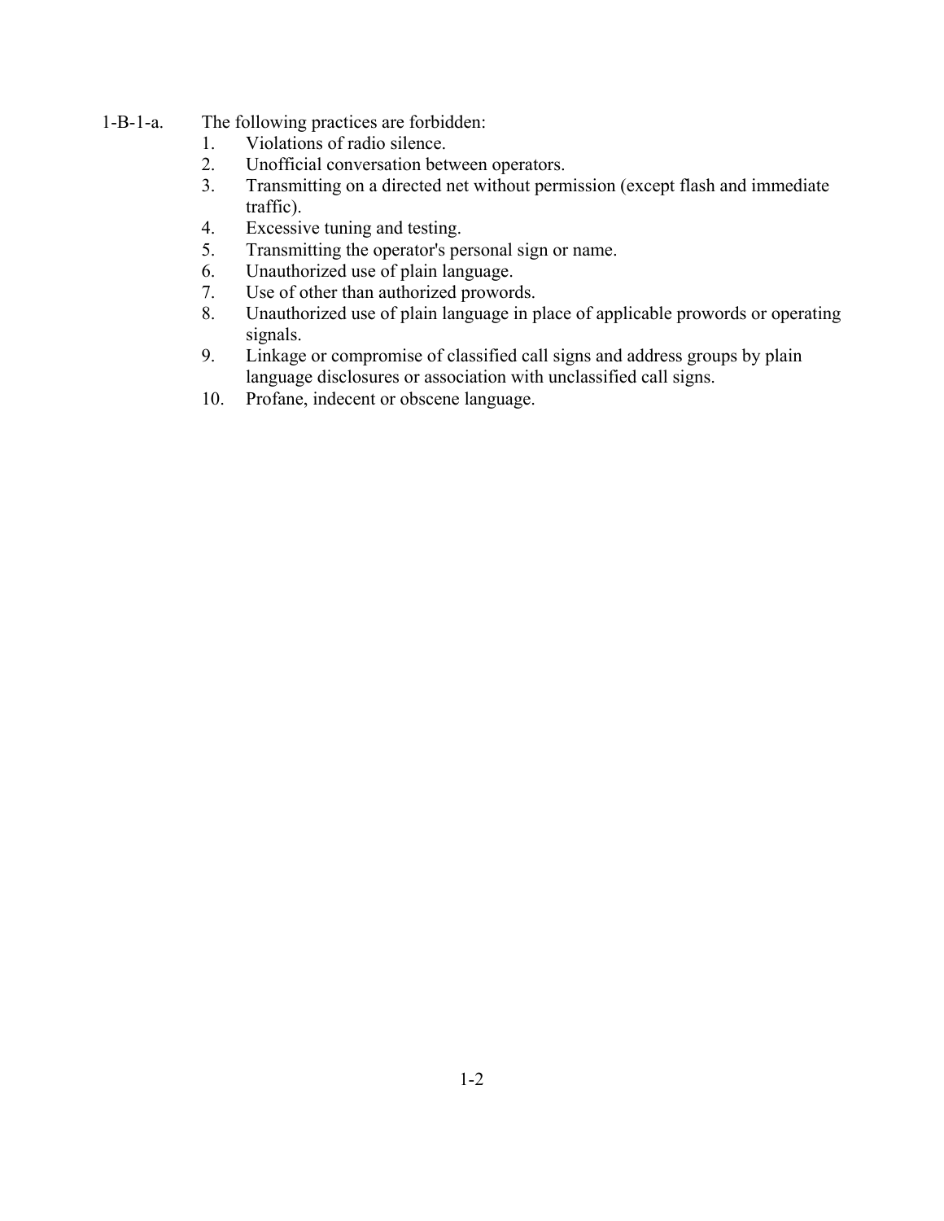1-B-1-a. The following practices are forbidden:

1. Violations of radio silence.
2. Unofficial conversation between operators.
3. Transmitting on a directed net without permission (except flash and immediate traffic).
4. Excessive tuning and testing.
5. Transmitting the operator's personal sign or name.
6. Unauthorized use of plain language.
7. Use of other than authorized prowords.
8. Unauthorized use of plain language in place of applicable prowords or operating signals.
9. Linkage or compromise of classified call signs and address groups by plain language disclosures or association with unclassified call signs.
10. Profane, indecent or obscene language.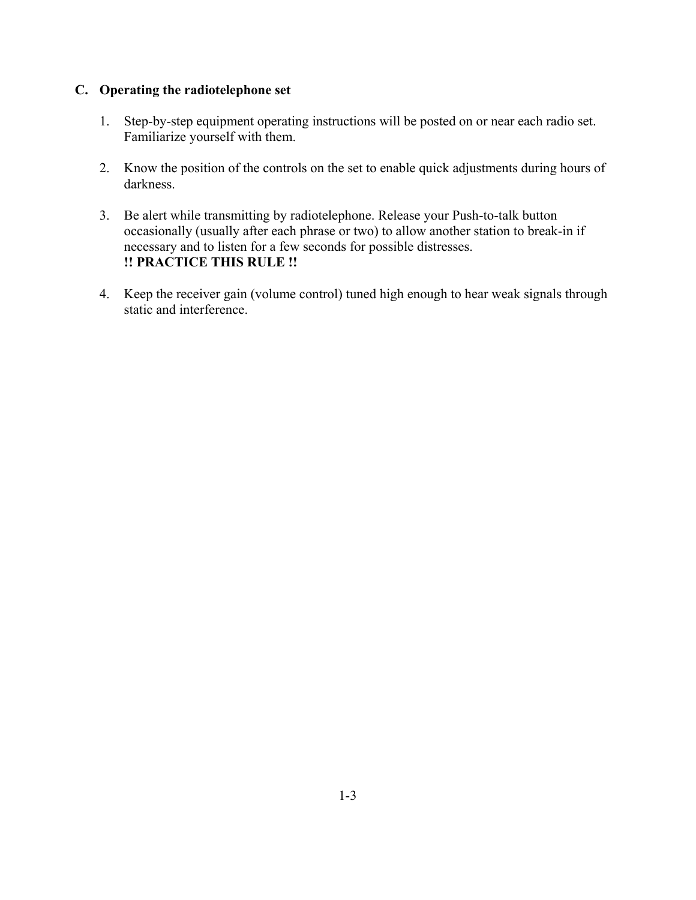## C. Operating the radiotelephone set

1. Step-by-step equipment operating instructions will be posted on or near each radio set. Familiarize yourself with them.

2. Know the position of the controls on the set to enable quick adjustments during hours of darkness.

3. Be alert while transmitting by radiotelephone. Release your Push-to-talk button occasionally (usually after each phrase or two) to allow another station to break-in if necessary and to listen for a few seconds for possible distresses.
   **!! PRACTICE THIS RULE !!**

4. Keep the receiver gain (volume control) tuned high enough to hear weak signals through static and interference.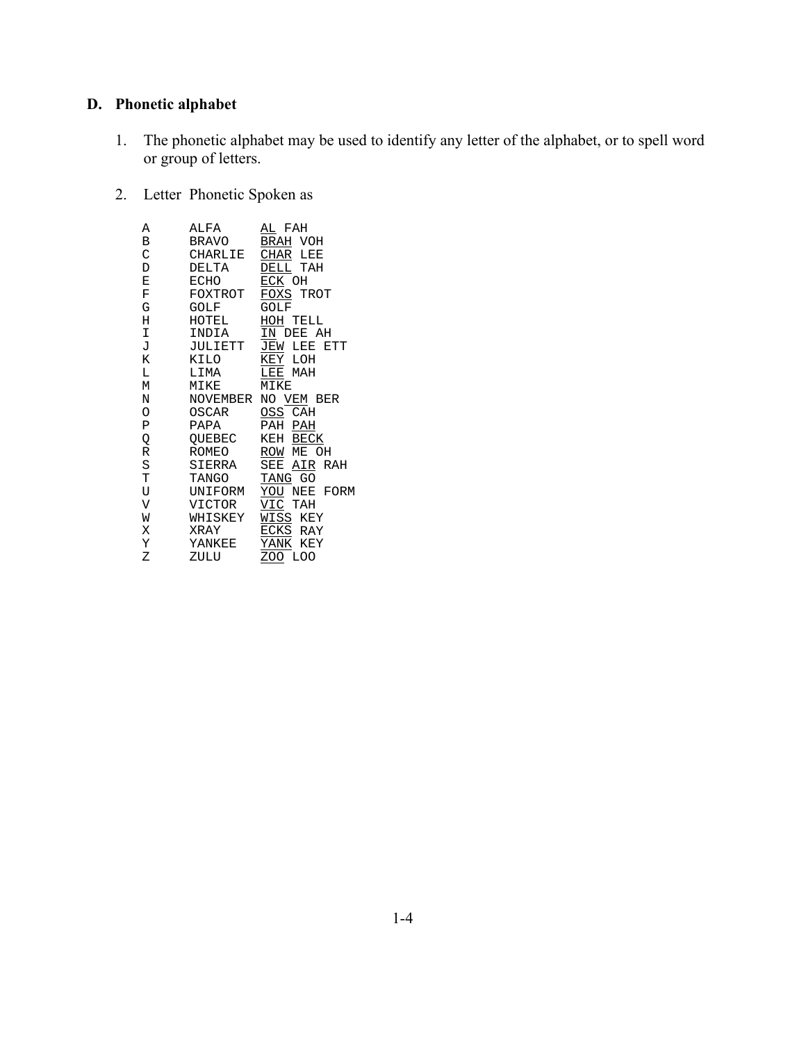## D. Phonetic alphabet

1. The phonetic alphabet may be used to identify any letter of the alphabet, or to spell word or group of letters.

2. Letter Phonetic Spoken as

| Letter | Phonetic | Spoken as |
|---|---|---|
| A | ALFA | AL FAH |
| B | BRAVO | BRAH VOH |
| C | CHARLIE | CHAR LEE |
| D | DELTA | DELL TAH |
| E | ECHO | ECK OH |
| F | FOXTROT | FOXS TROT |
| G | GOLF | GOLF |
| H | HOTEL | HOH TELL |
| I | INDIA | IN DEE AH |
| J | JULIETT | JEW LEE ETT |
| K | KILO | KEY LOH |
| L | LIMA | LEE MAH |
| M | MIKE | MIKE |
| N | NOVEMBER | NO VEM BER |
| O | OSCAR | OSS CAH |
| P | PAPA | PAH PAH |
| Q | QUEBEC | KEH BECK |
| R | ROMEO | ROW ME OH |
| S | SIERRA | SEE AIR RAH |
| T | TANGO | TANG GO |
| U | UNIFORM | YOU NEE FORM |
| V | VICTOR | VIC TAH |
| W | WHISKEY | WISS KEY |
| X | XRAY | ECKS RAY |
| Y | YANKEE | YANK KEY |
| Z | ZULU | ZOO LOO |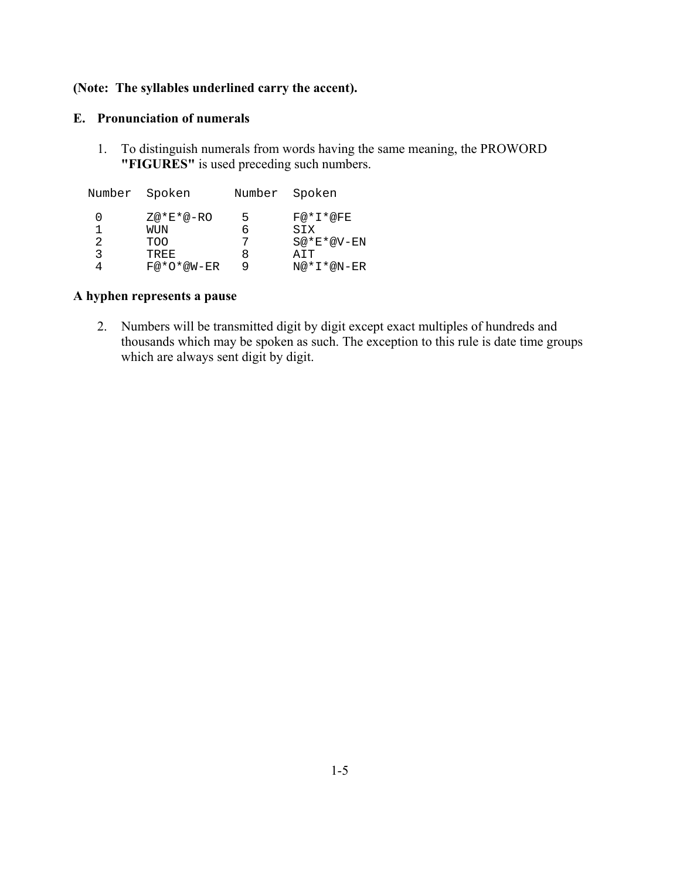**(Note: The syllables underlined carry the accent).**

## E. Pronunciation of numerals

1. To distinguish numerals from words having the same meaning, the PROWORD **"FIGURES"** is used preceding such numbers.

| Number | Spoken | Number | Spoken |
|---|---|---|---|
| 0 | Z@*E*@-RO | 5 | F@*I*@FE |
| 1 | WUN | 6 | SIX |
| 2 | TOO | 7 | S@*E*@V-EN |
| 3 | TREE | 8 | AIT |
| 4 | F@*O*@W-ER | 9 | N@*I*@N-ER |

**A hyphen represents a pause**

2. Numbers will be transmitted digit by digit except exact multiples of hundreds and thousands which may be spoken as such. The exception to this rule is date time groups which are always sent digit by digit.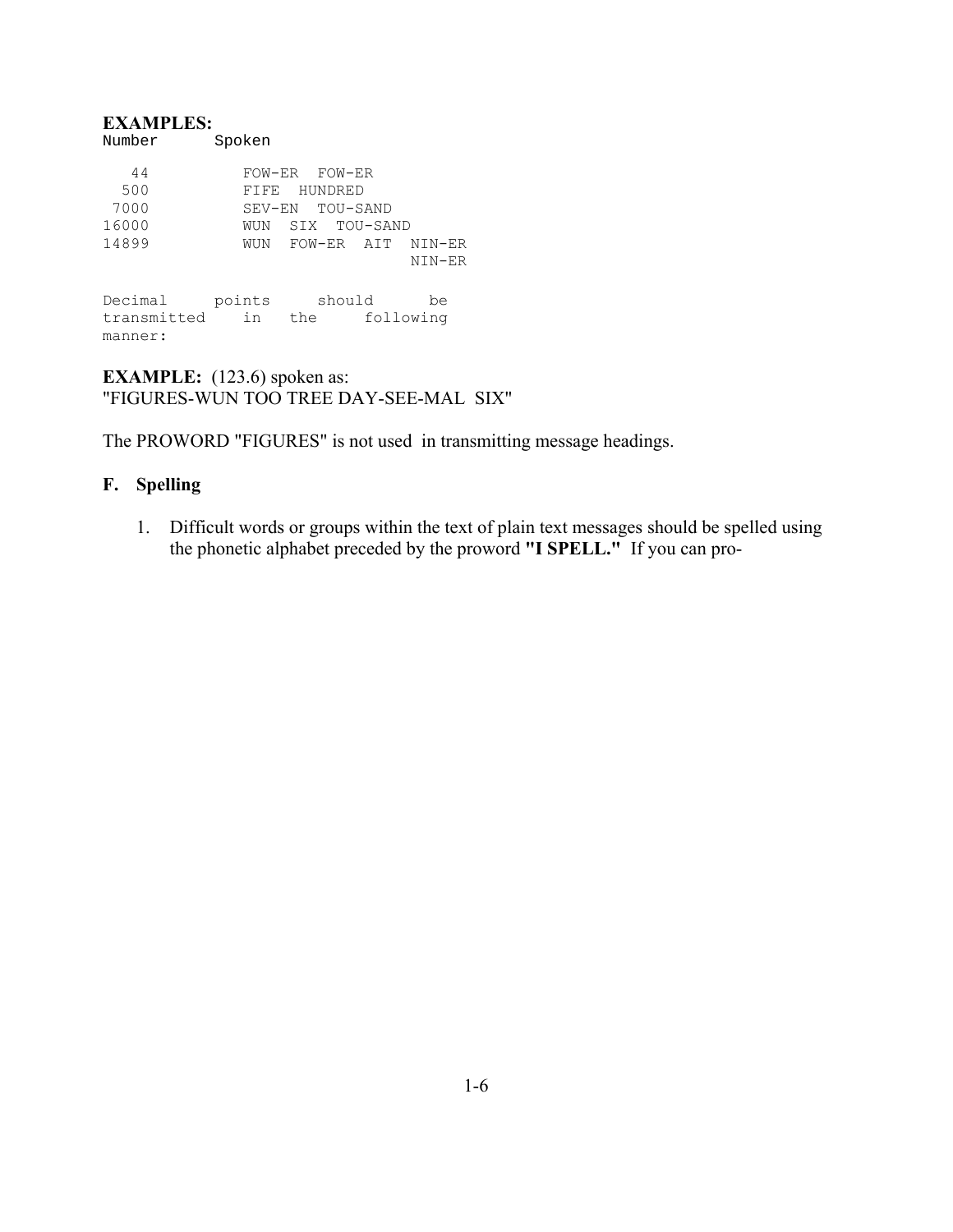**EXAMPLES:**

| Number | Spoken |
|---|---|
| 44 | FOW-ER FOW-ER |
| 500 | FIFE HUNDRED |
| 7000 | SEV-EN TOU-SAND |
| 16000 | WUN SIX TOU-SAND |
| 14899 | WUN FOW-ER AIT NIN-ER NIN-ER |

Decimal points should be transmitted in the following manner:

**EXAMPLE:** (123.6) spoken as:
"FIGURES-WUN TOO TREE DAY-SEE-MAL SIX"

The PROWORD "FIGURES" is not used in transmitting message headings.

**F. Spelling**

1. Difficult words or groups within the text of plain text messages should be spelled using the phonetic alphabet preceded by the proword **"I SPELL."** If you can pro-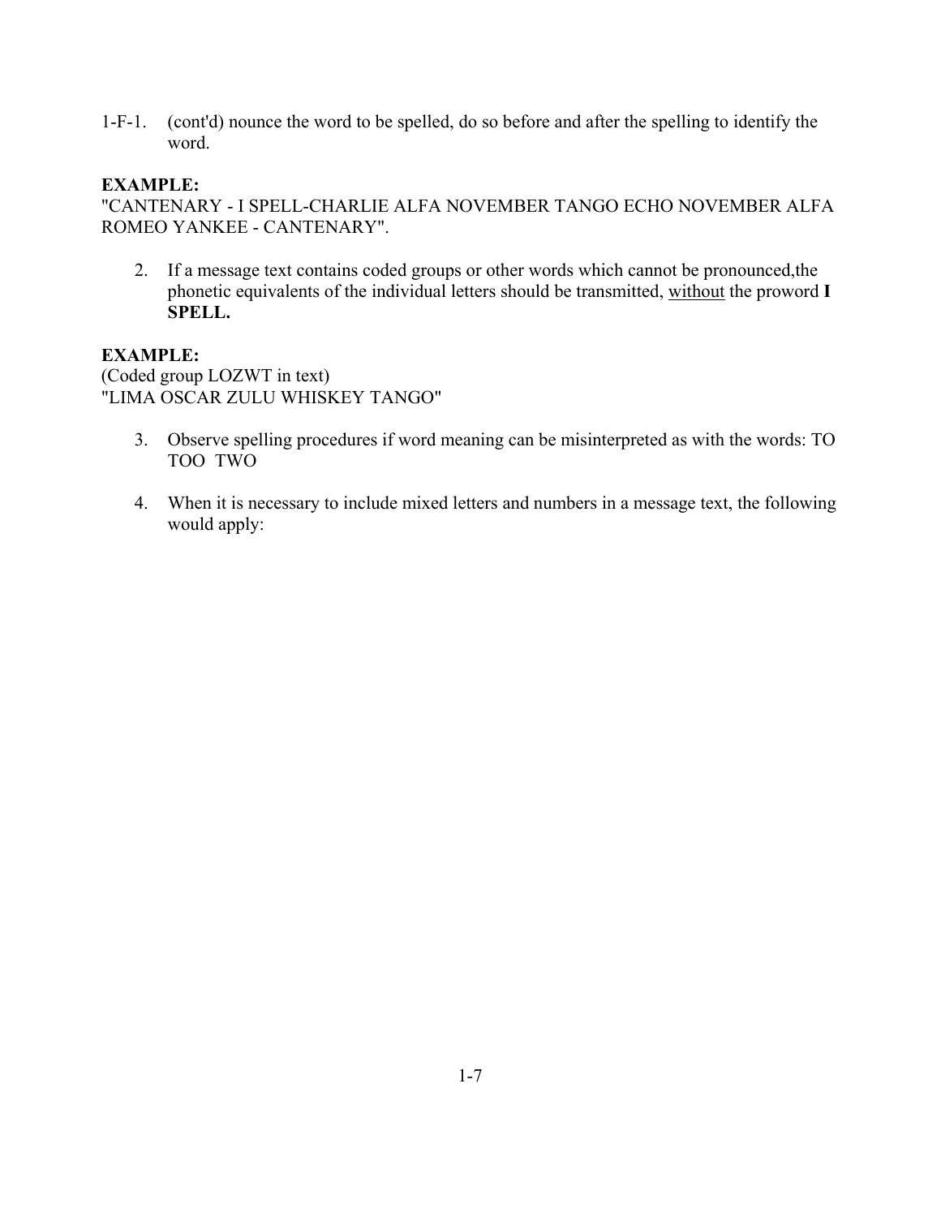1-F-1. (cont'd) nounce the word to be spelled, do so before and after the spelling to identify the word.

**EXAMPLE:**
"CANTENARY - I SPELL-CHARLIE ALFA NOVEMBER TANGO ECHO NOVEMBER ALFA ROMEO YANKEE - CANTENARY".

2. If a message text contains coded groups or other words which cannot be pronounced,the phonetic equivalents of the individual letters should be transmitted, without the proword **I SPELL.**

**EXAMPLE:**
(Coded group LOZWT in text)
"LIMA OSCAR ZULU WHISKEY TANGO"

3. Observe spelling procedures if word meaning can be misinterpreted as with the words: TO TOO TWO

4. When it is necessary to include mixed letters and numbers in a message text, the following would apply: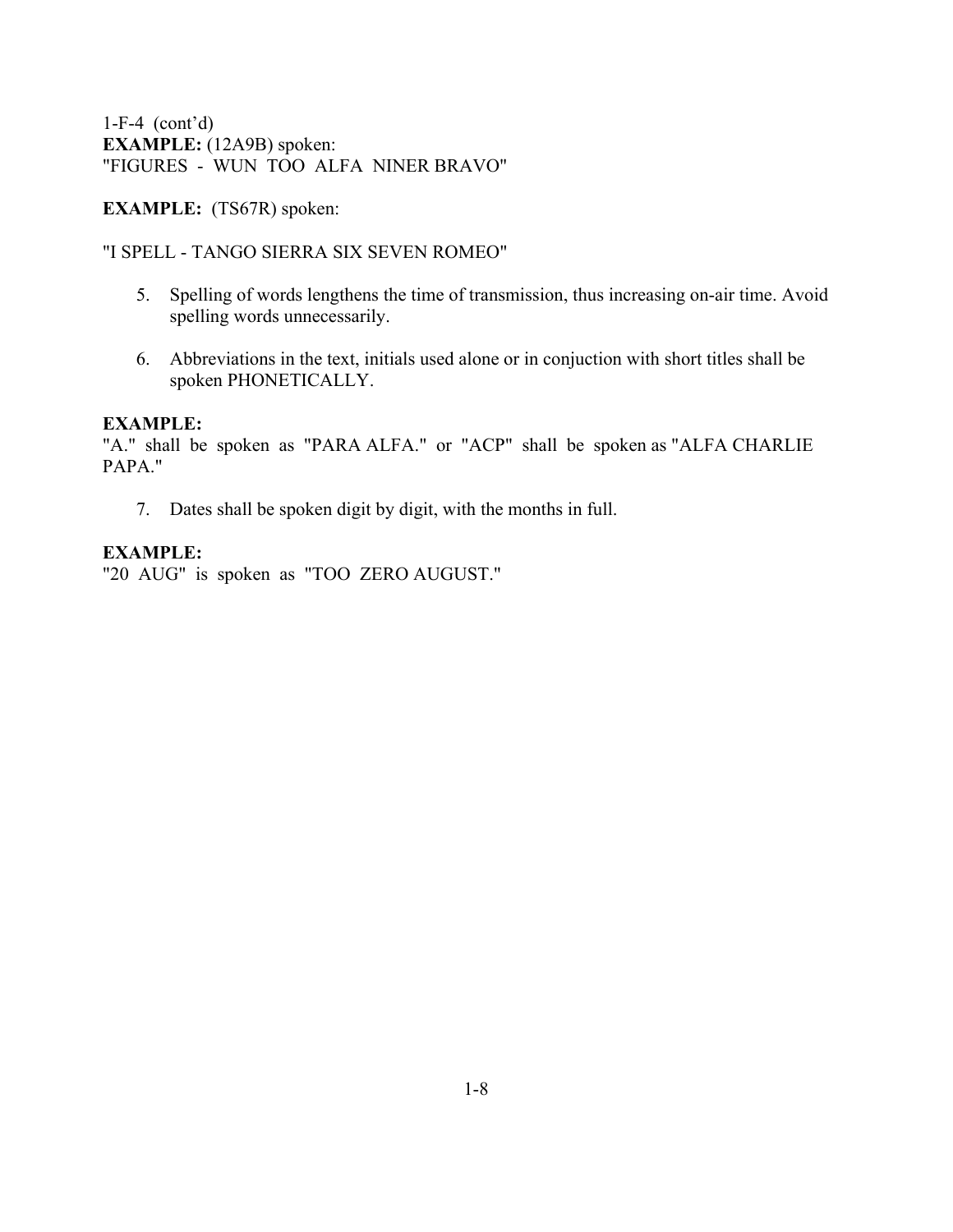1-F-4 (cont'd)
**EXAMPLE:** (12A9B) spoken:
"FIGURES - WUN TOO ALFA NINER BRAVO"

**EXAMPLE:** (TS67R) spoken:

"I SPELL - TANGO SIERRA SIX SEVEN ROMEO"

5. Spelling of words lengthens the time of transmission, thus increasing on-air time. Avoid spelling words unnecessarily.

6. Abbreviations in the text, initials used alone or in conjuction with short titles shall be spoken PHONETICALLY.

**EXAMPLE:**
"A." shall be spoken as "PARA ALFA." or "ACP" shall be spoken as "ALFA CHARLIE PAPA."

7. Dates shall be spoken digit by digit, with the months in full.

**EXAMPLE:**
"20 AUG" is spoken as "TOO ZERO AUGUST."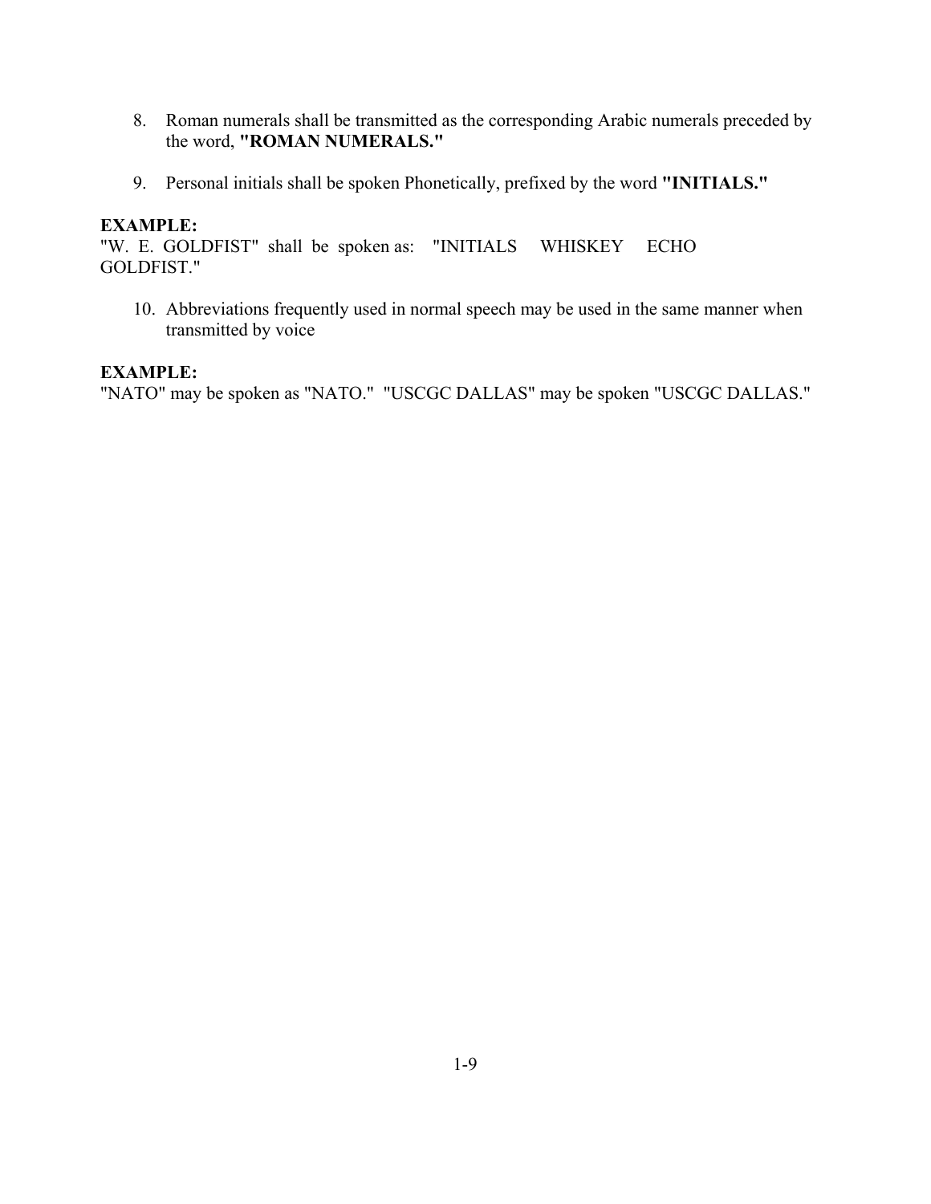8. Roman numerals shall be transmitted as the corresponding Arabic numerals preceded by the word, **"ROMAN NUMERALS."**

9. Personal initials shall be spoken Phonetically, prefixed by the word **"INITIALS."**

**EXAMPLE:**
"W. E. GOLDFIST" shall be spoken as: "INITIALS WHISKEY ECHO GOLDFIST."

10. Abbreviations frequently used in normal speech may be used in the same manner when transmitted by voice

**EXAMPLE:**
"NATO" may be spoken as "NATO." "USCGC DALLAS" may be spoken "USCGC DALLAS."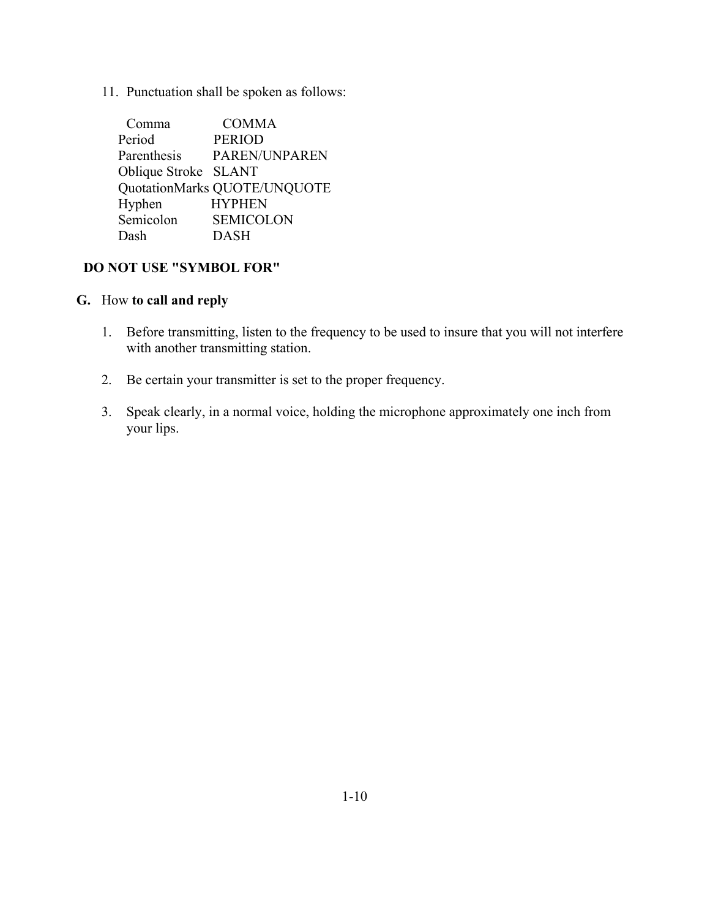11. Punctuation shall be spoken as follows:

| | |
|---|---|
| Comma | COMMA |
| Period | PERIOD |
| Parenthesis | PAREN/UNPAREN |
| Oblique Stroke | SLANT |
| QuotationMarks | QUOTE/UNQUOTE |
| Hyphen | HYPHEN |
| Semicolon | SEMICOLON |
| Dash | DASH |

**DO NOT USE "SYMBOL FOR"**

**G.** How **to call and reply**

1. Before transmitting, listen to the frequency to be used to insure that you will not interfere with another transmitting station.

2. Be certain your transmitter is set to the proper frequency.

3. Speak clearly, in a normal voice, holding the microphone approximately one inch from your lips.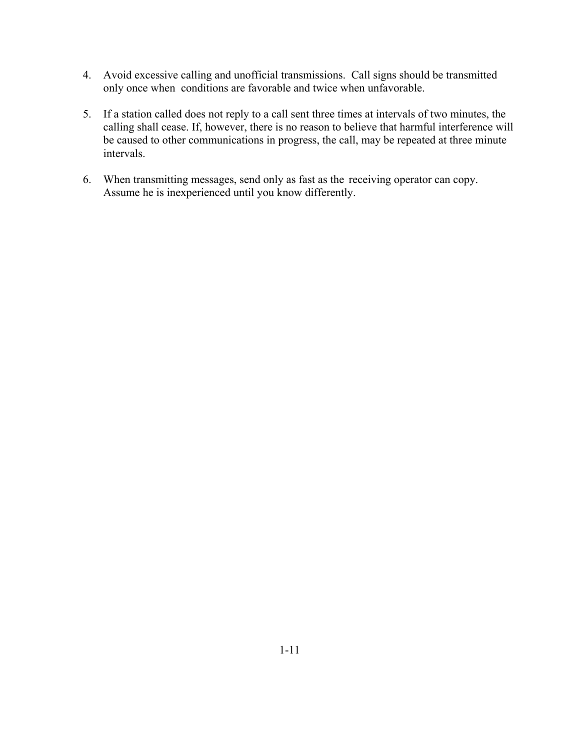4. Avoid excessive calling and unofficial transmissions. Call signs should be transmitted only once when conditions are favorable and twice when unfavorable.

5. If a station called does not reply to a call sent three times at intervals of two minutes, the calling shall cease. If, however, there is no reason to believe that harmful interference will be caused to other communications in progress, the call, may be repeated at three minute intervals.

6. When transmitting messages, send only as fast as the receiving operator can copy. Assume he is inexperienced until you know differently.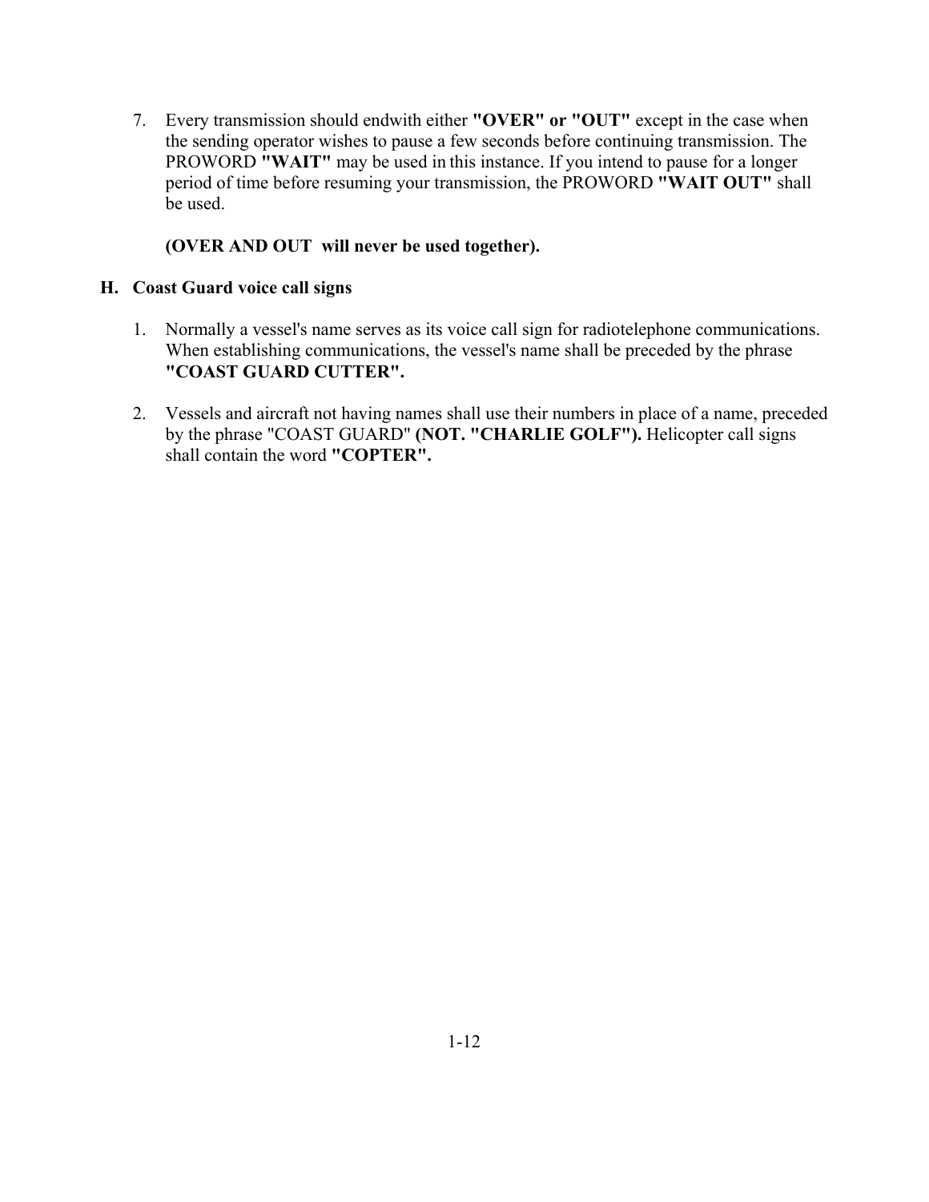7. Every transmission should endwith either **"OVER" or "OUT"** except in the case when the sending operator wishes to pause a few seconds before continuing transmission. The PROWORD **"WAIT"** may be used in this instance. If you intend to pause for a longer period of time before resuming your transmission, the PROWORD **"WAIT OUT"** shall be used.

   **(OVER AND OUT will never be used together).**

## H. Coast Guard voice call signs

1. Normally a vessel's name serves as its voice call sign for radiotelephone communications. When establishing communications, the vessel's name shall be preceded by the phrase **"COAST GUARD CUTTER".**

2. Vessels and aircraft not having names shall use their numbers in place of a name, preceded by the phrase "COAST GUARD" **(NOT. "CHARLIE GOLF").** Helicopter call signs shall contain the word **"COPTER".**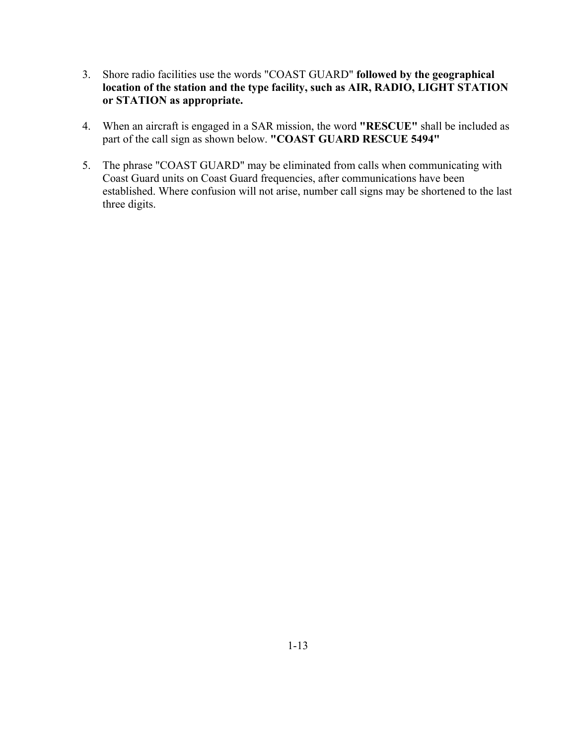3. Shore radio facilities use the words "COAST GUARD" **followed by the geographical location of the station and the type facility, such as AIR, RADIO, LIGHT STATION or STATION as appropriate.**

4. When an aircraft is engaged in a SAR mission, the word **"RESCUE"** shall be included as part of the call sign as shown below. **"COAST GUARD RESCUE 5494"**

5. The phrase "COAST GUARD" may be eliminated from calls when communicating with Coast Guard units on Coast Guard frequencies, after communications have been established. Where confusion will not arise, number call signs may be shortened to the last three digits.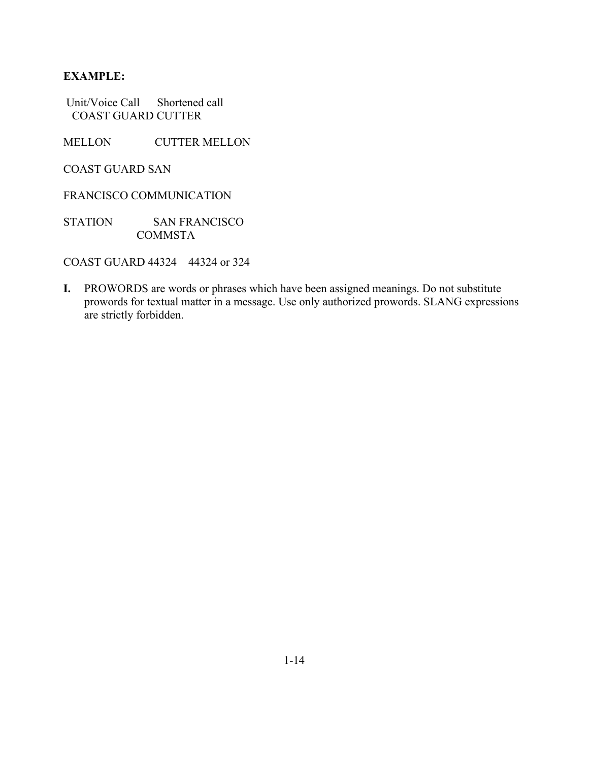**EXAMPLE:**

| Unit/Voice Call | Shortened call |
|---|---|
| COAST GUARD CUTTER MELLON | CUTTER MELLON |
| COAST GUARD SAN FRANCISCO COMMUNICATION STATION | SAN FRANCISCO COMMSTA |
| COAST GUARD 44324 | 44324 or 324 |

**I.** PROWORDS are words or phrases which have been assigned meanings. Do not substitute prowords for textual matter in a message. Use only authorized prowords. SLANG expressions are strictly forbidden.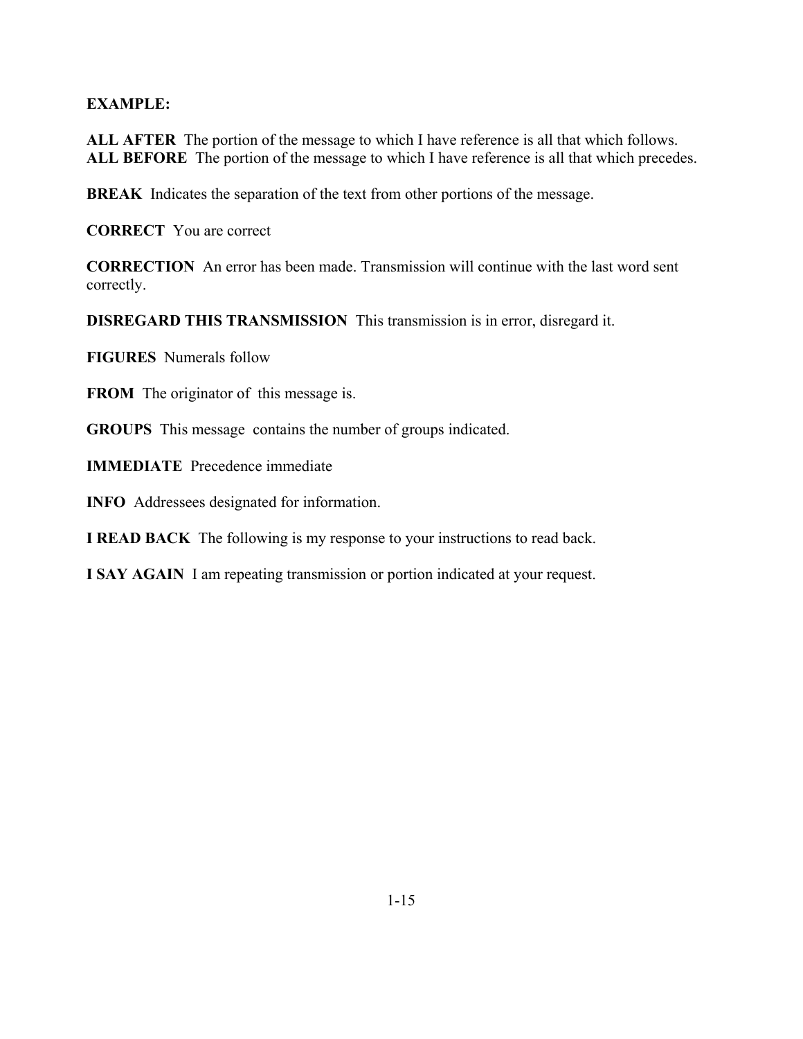**EXAMPLE:**

**ALL AFTER** The portion of the message to which I have reference is all that which follows.
**ALL BEFORE** The portion of the message to which I have reference is all that which precedes.

**BREAK** Indicates the separation of the text from other portions of the message.

**CORRECT** You are correct

**CORRECTION** An error has been made. Transmission will continue with the last word sent correctly.

**DISREGARD THIS TRANSMISSION** This transmission is in error, disregard it.

**FIGURES** Numerals follow

**FROM** The originator of this message is.

**GROUPS** This message contains the number of groups indicated.

**IMMEDIATE** Precedence immediate

**INFO** Addressees designated for information.

**I READ BACK** The following is my response to your instructions to read back.

**I SAY AGAIN** I am repeating transmission or portion indicated at your request.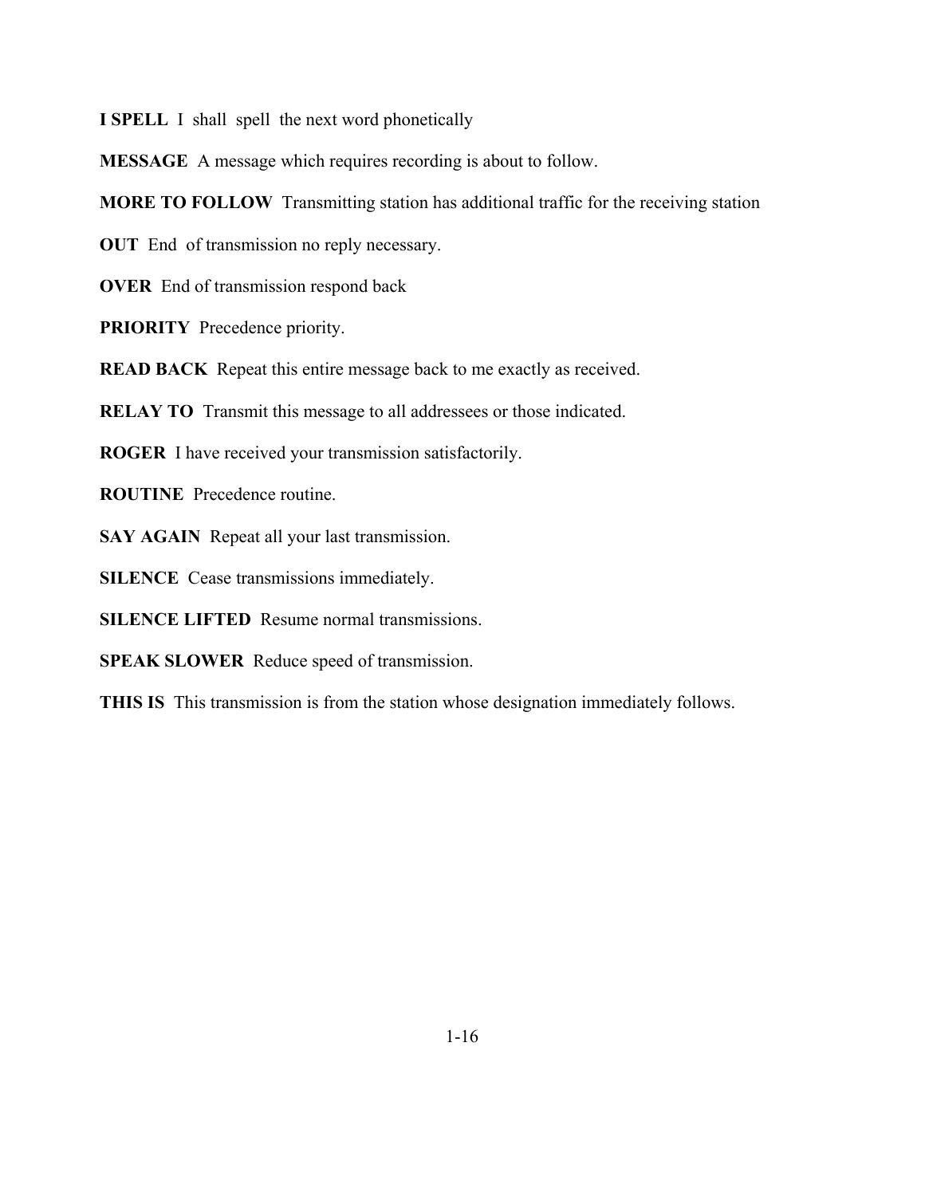**I SPELL** I shall spell the next word phonetically

**MESSAGE** A message which requires recording is about to follow.

**MORE TO FOLLOW** Transmitting station has additional traffic for the receiving station

**OUT** End of transmission no reply necessary.

**OVER** End of transmission respond back

**PRIORITY** Precedence priority.

**READ BACK** Repeat this entire message back to me exactly as received.

**RELAY TO** Transmit this message to all addressees or those indicated.

**ROGER** I have received your transmission satisfactorily.

**ROUTINE** Precedence routine.

**SAY AGAIN** Repeat all your last transmission.

**SILENCE** Cease transmissions immediately.

**SILENCE LIFTED** Resume normal transmissions.

**SPEAK SLOWER** Reduce speed of transmission.

**THIS IS** This transmission is from the station whose designation immediately follows.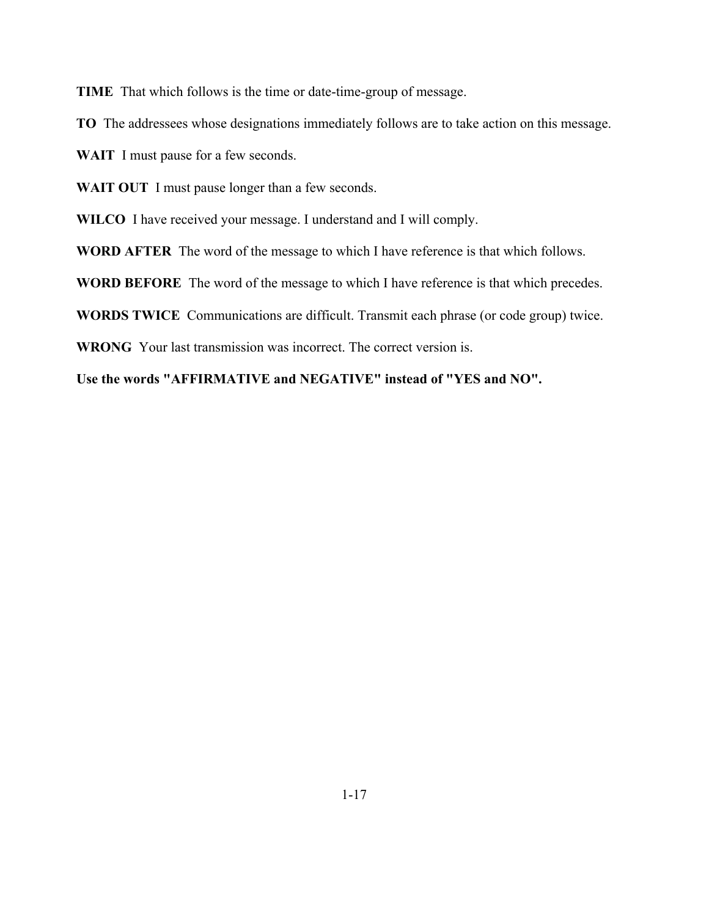**TIME** That which follows is the time or date-time-group of message.

**TO** The addressees whose designations immediately follows are to take action on this message.

**WAIT** I must pause for a few seconds.

**WAIT OUT** I must pause longer than a few seconds.

**WILCO** I have received your message. I understand and I will comply.

**WORD AFTER** The word of the message to which I have reference is that which follows.

**WORD BEFORE** The word of the message to which I have reference is that which precedes.

**WORDS TWICE** Communications are difficult. Transmit each phrase (or code group) twice.

**WRONG** Your last transmission was incorrect. The correct version is.

**Use the words "AFFIRMATIVE and NEGATIVE" instead of "YES and NO".**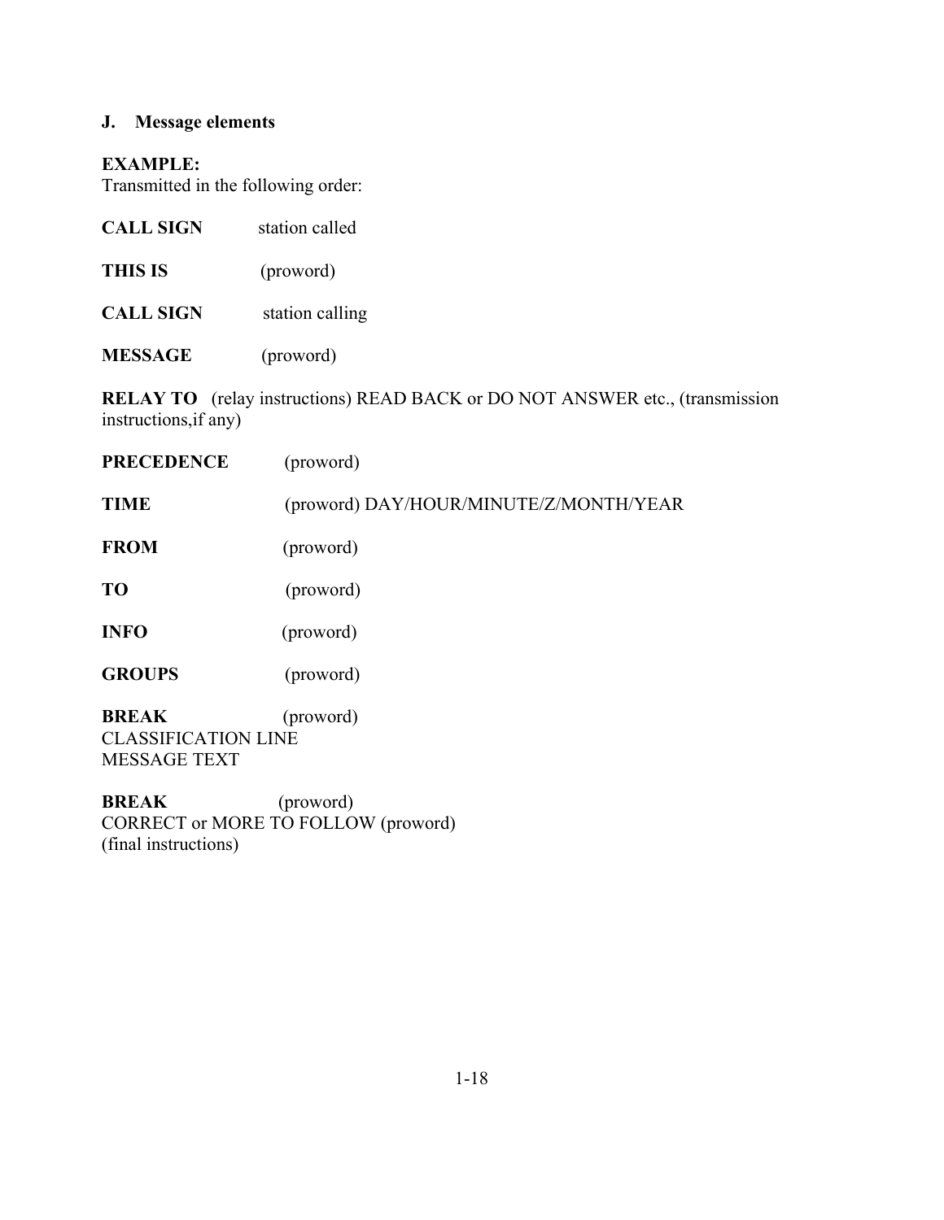### J. Message elements

**EXAMPLE:**
Transmitted in the following order:

**CALL SIGN** station called

**THIS IS** (proword)

**CALL SIGN** station calling

**MESSAGE** (proword)

**RELAY TO** (relay instructions) READ BACK or DO NOT ANSWER etc., (transmission instructions,if any)

**PRECEDENCE** (proword)

**TIME** (proword) DAY/HOUR/MINUTE/Z/MONTH/YEAR

**FROM** (proword)

**TO** (proword)

**INFO** (proword)

**GROUPS** (proword)

**BREAK** (proword)
CLASSIFICATION LINE
MESSAGE TEXT

**BREAK** (proword)
CORRECT or MORE TO FOLLOW (proword)
(final instructions)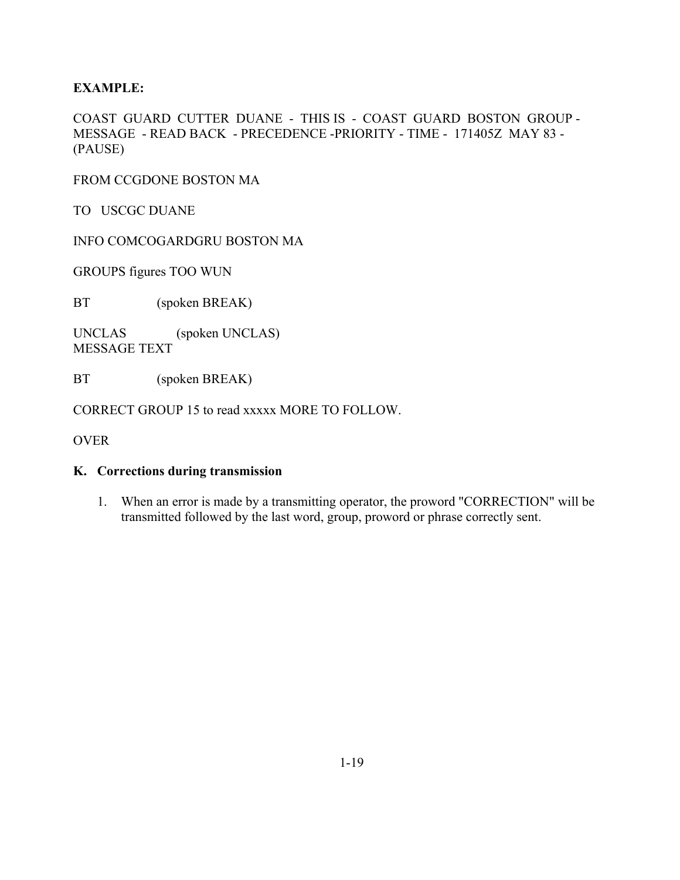**EXAMPLE:**

COAST GUARD CUTTER DUANE - THIS IS - COAST GUARD BOSTON GROUP - MESSAGE - READ BACK - PRECEDENCE -PRIORITY - TIME - 171405Z MAY 83 - (PAUSE)

FROM CCGDONE BOSTON MA

TO USCGC DUANE

INFO COMCOGARDGRU BOSTON MA

GROUPS figures TOO WUN

BT (spoken BREAK)

UNCLAS (spoken UNCLAS)
MESSAGE TEXT

BT (spoken BREAK)

CORRECT GROUP 15 to read xxxxx MORE TO FOLLOW.

OVER

### K. Corrections during transmission

1. When an error is made by a transmitting operator, the proword "CORRECTION" will be transmitted followed by the last word, group, proword or phrase correctly sent.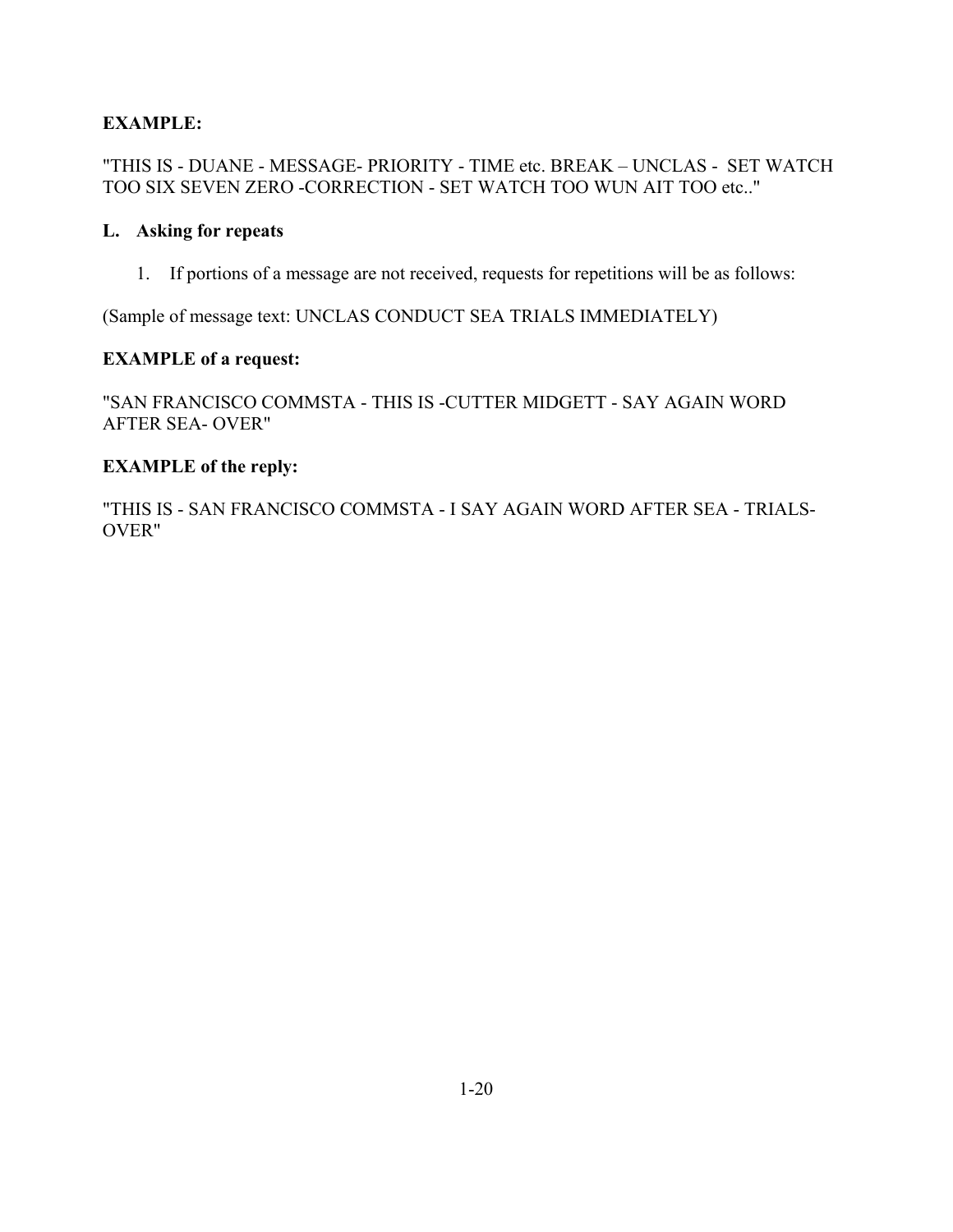**EXAMPLE:**

"THIS IS - DUANE - MESSAGE- PRIORITY - TIME etc. BREAK – UNCLAS - SET WATCH TOO SIX SEVEN ZERO -CORRECTION - SET WATCH TOO WUN AIT TOO etc.."

**L. Asking for repeats**

1. If portions of a message are not received, requests for repetitions will be as follows:

(Sample of message text: UNCLAS CONDUCT SEA TRIALS IMMEDIATELY)

**EXAMPLE of a request:**

"SAN FRANCISCO COMMSTA - THIS IS -CUTTER MIDGETT - SAY AGAIN WORD AFTER SEA- OVER"

**EXAMPLE of the reply:**

"THIS IS - SAN FRANCISCO COMMSTA - I SAY AGAIN WORD AFTER SEA - TRIALS- OVER"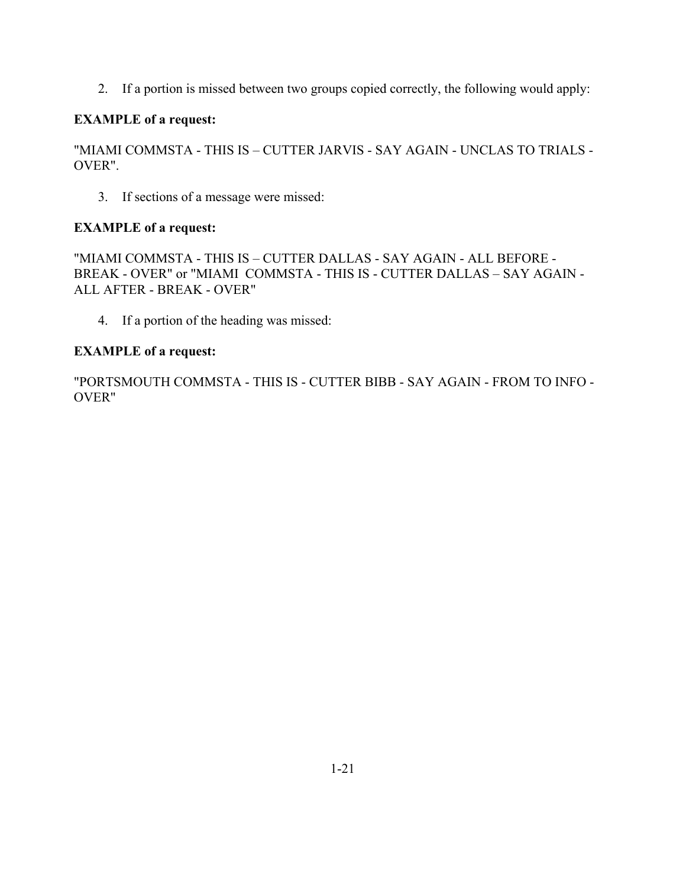2. If a portion is missed between two groups copied correctly, the following would apply:

**EXAMPLE of a request:**

"MIAMI COMMSTA - THIS IS – CUTTER JARVIS - SAY AGAIN - UNCLAS TO TRIALS - OVER".

3. If sections of a message were missed:

**EXAMPLE of a request:**

"MIAMI COMMSTA - THIS IS – CUTTER DALLAS - SAY AGAIN - ALL BEFORE - BREAK - OVER" or "MIAMI COMMSTA - THIS IS - CUTTER DALLAS – SAY AGAIN - ALL AFTER - BREAK - OVER"

4. If a portion of the heading was missed:

**EXAMPLE of a request:**

"PORTSMOUTH COMMSTA - THIS IS - CUTTER BIBB - SAY AGAIN - FROM TO INFO - OVER"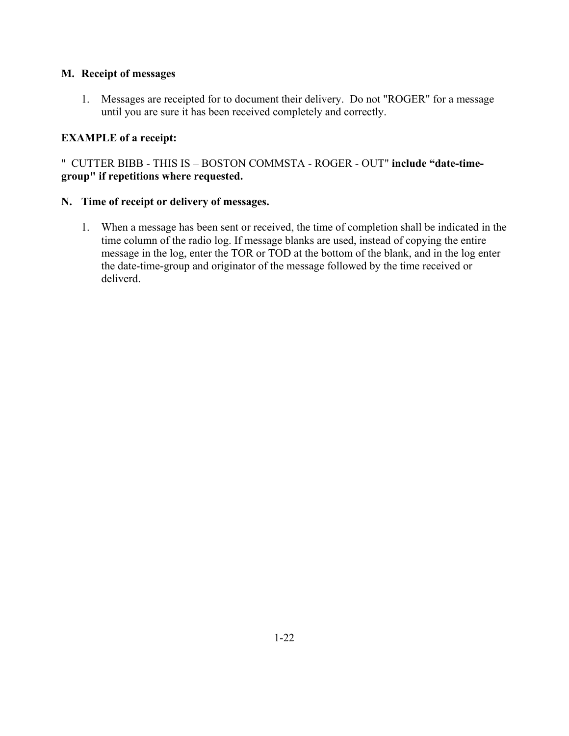**M. Receipt of messages**

1. Messages are receipted for to document their delivery. Do not "ROGER" for a message until you are sure it has been received completely and correctly.

**EXAMPLE of a receipt:**

" CUTTER BIBB - THIS IS – BOSTON COMMSTA - ROGER - OUT" **include “date-time-group" if repetitions where requested.**

**N. Time of receipt or delivery of messages.**

1. When a message has been sent or received, the time of completion shall be indicated in the time column of the radio log. If message blanks are used, instead of copying the entire message in the log, enter the TOR or TOD at the bottom of the blank, and in the log enter the date-time-group and originator of the message followed by the time received or deliverd.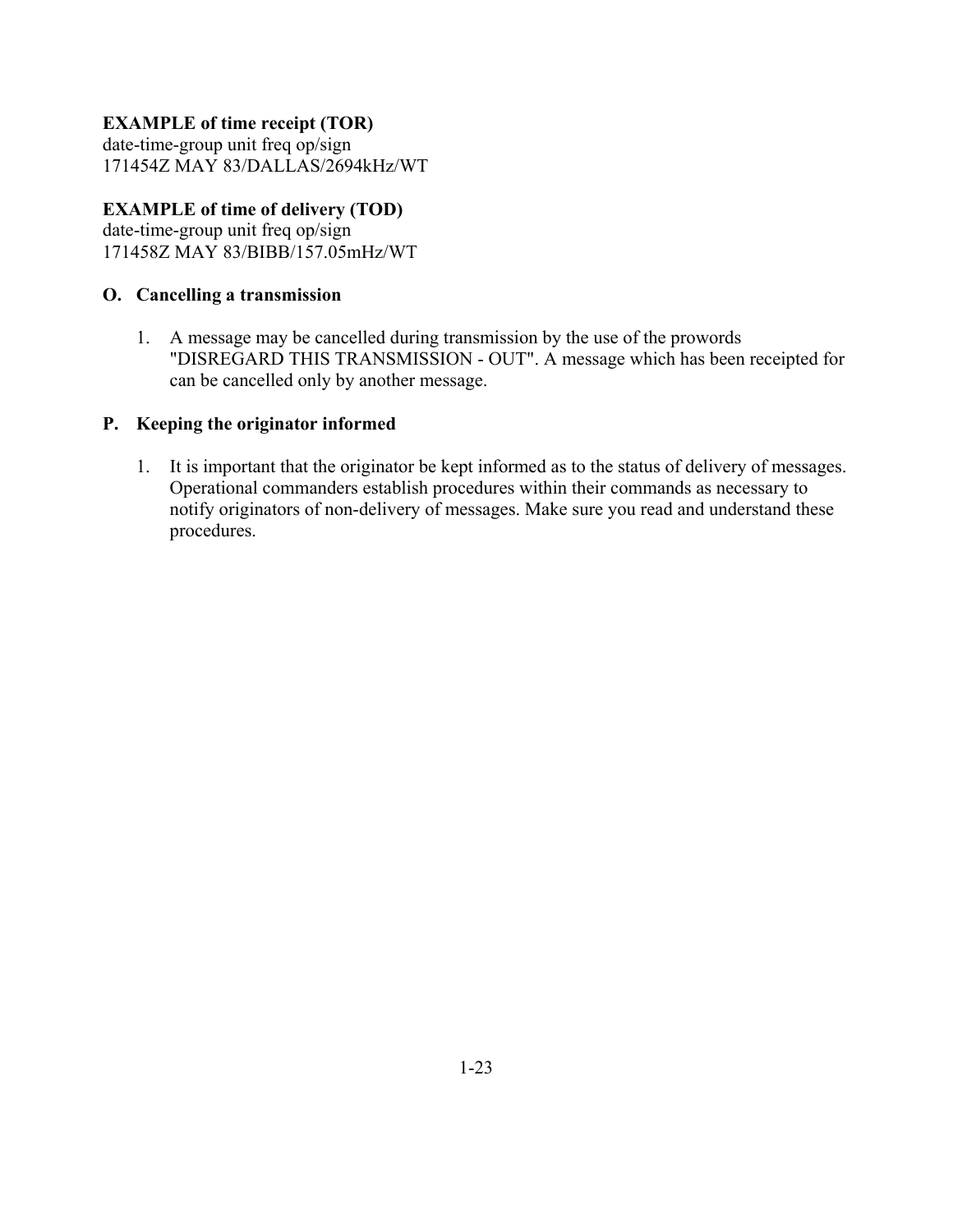**EXAMPLE of time receipt (TOR)**
date-time-group unit freq op/sign
171454Z MAY 83/DALLAS/2694kHz/WT

**EXAMPLE of time of delivery (TOD)**
date-time-group unit freq op/sign
171458Z MAY 83/BIBB/157.05mHz/WT

### O. Cancelling a transmission

1. A message may be cancelled during transmission by the use of the prowords "DISREGARD THIS TRANSMISSION - OUT". A message which has been receipted for can be cancelled only by another message.

### P. Keeping the originator informed

1. It is important that the originator be kept informed as to the status of delivery of messages. Operational commanders establish procedures within their commands as necessary to notify originators of non-delivery of messages. Make sure you read and understand these procedures.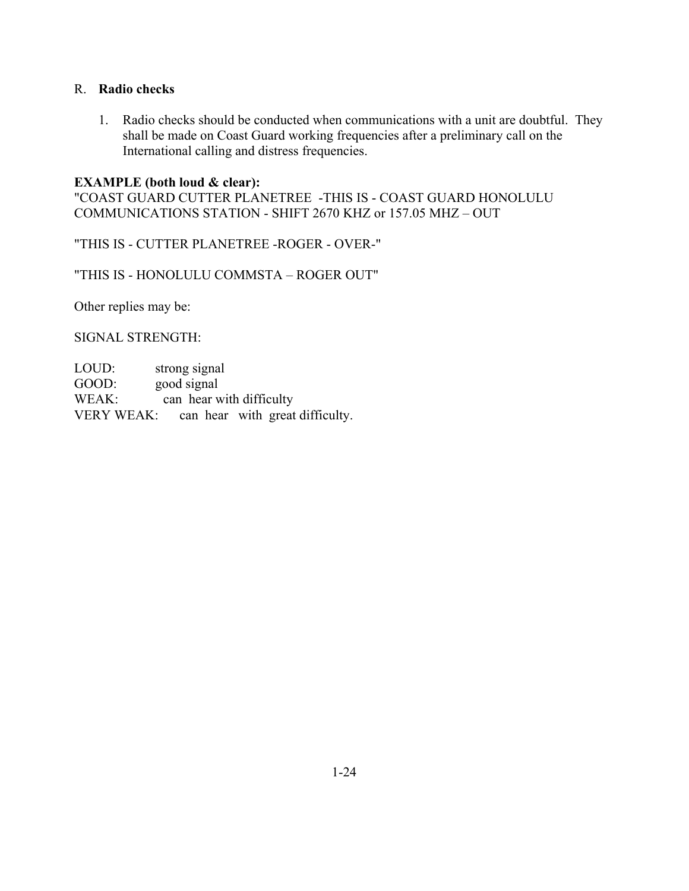## R. **Radio checks**

1. Radio checks should be conducted when communications with a unit are doubtful. They shall be made on Coast Guard working frequencies after a preliminary call on the International calling and distress frequencies.

**EXAMPLE (both loud & clear):**
"COAST GUARD CUTTER PLANETREE -THIS IS - COAST GUARD HONOLULU COMMUNICATIONS STATION - SHIFT 2670 KHZ or 157.05 MHZ – OUT

"THIS IS - CUTTER PLANETREE -ROGER - OVER-"

"THIS IS - HONOLULU COMMSTA – ROGER OUT"

Other replies may be:

SIGNAL STRENGTH:

LOUD: strong signal
GOOD: good signal
WEAK: can hear with difficulty
VERY WEAK: can hear with great difficulty.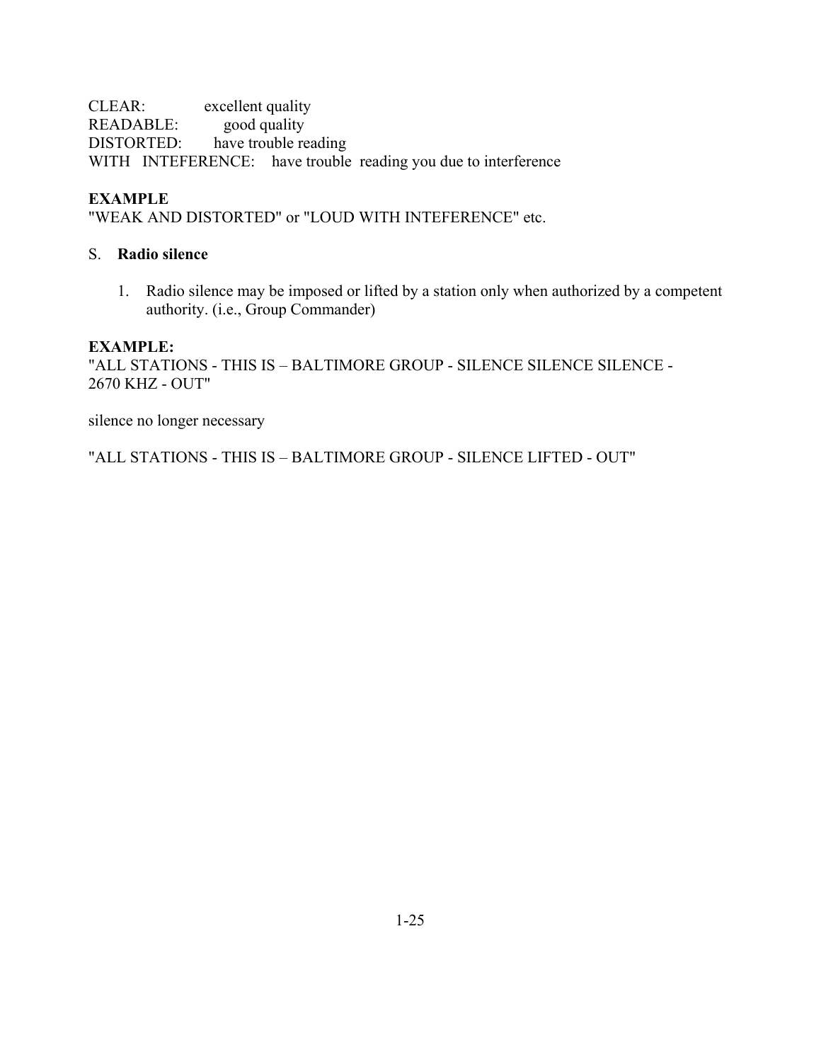CLEAR: excellent quality
READABLE: good quality
DISTORTED: have trouble reading
WITH INTEFERENCE: have trouble reading you due to interference

**EXAMPLE**
"WEAK AND DISTORTED" or "LOUD WITH INTEFERENCE" etc.

S. **Radio silence**

1. Radio silence may be imposed or lifted by a station only when authorized by a competent authority. (i.e., Group Commander)

**EXAMPLE:**
"ALL STATIONS - THIS IS – BALTIMORE GROUP - SILENCE SILENCE SILENCE - 2670 KHZ - OUT"

silence no longer necessary

"ALL STATIONS - THIS IS – BALTIMORE GROUP - SILENCE LIFTED - OUT"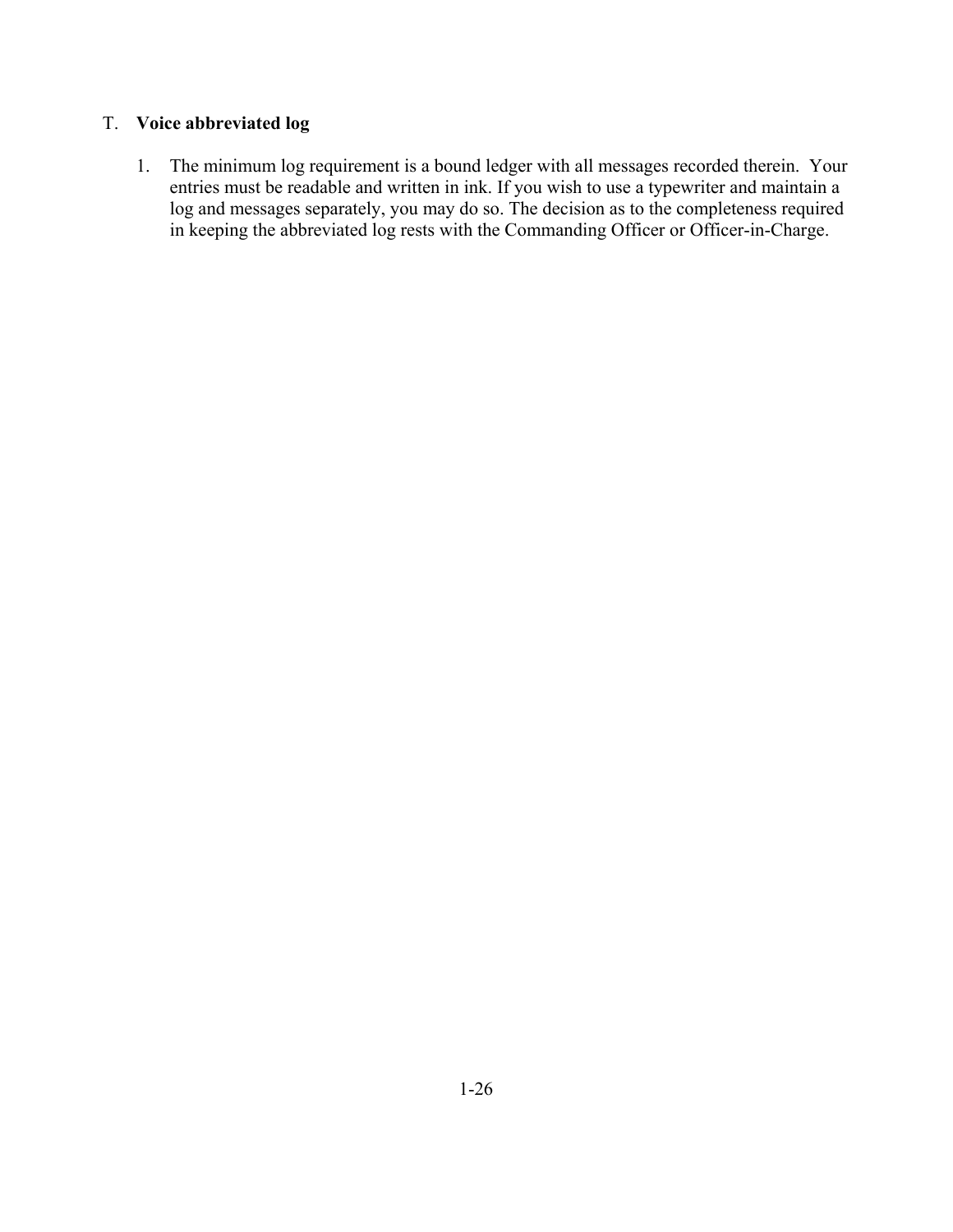T. **Voice abbreviated log**

1. The minimum log requirement is a bound ledger with all messages recorded therein. Your entries must be readable and written in ink. If you wish to use a typewriter and maintain a log and messages separately, you may do so. The decision as to the completeness required in keeping the abbreviated log rests with the Commanding Officer or Officer-in-Charge.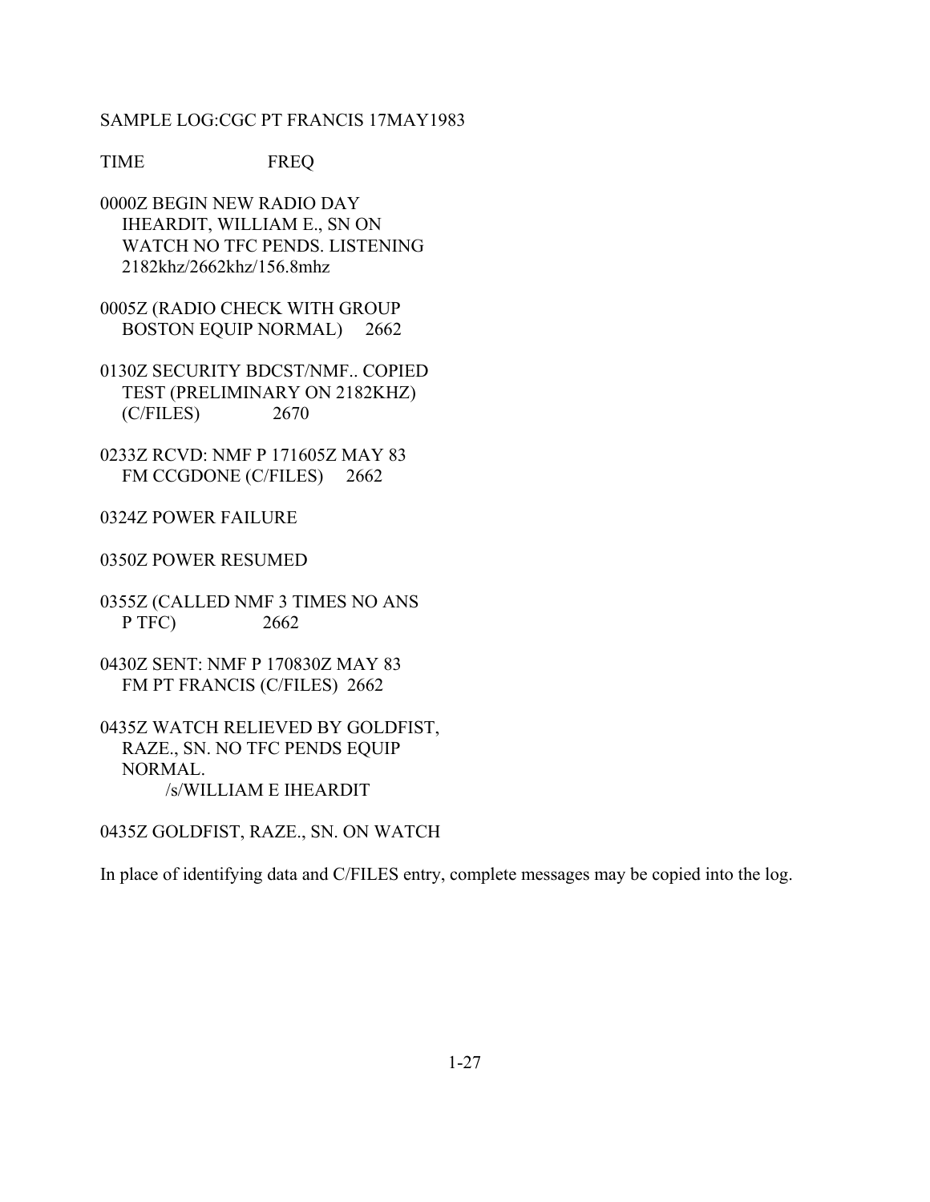SAMPLE LOG:CGC PT FRANCIS 17MAY1983

```
TIME                    FREQ

0000Z BEGIN NEW RADIO DAY
   IHEARDIT, WILLIAM E., SN ON
   WATCH NO TFC PENDS. LISTENING
   2182khz/2662khz/156.8mhz

0005Z (RADIO CHECK WITH GROUP
   BOSTON EQUIP NORMAL)     2662

0130Z SECURITY BDCST/NMF.. COPIED
   TEST (PRELIMINARY ON 2182KHZ)
   (C/FILES)             2670

0233Z RCVD: NMF P 171605Z MAY 83
   FM CCGDONE (C/FILES)     2662

0324Z POWER FAILURE

0350Z POWER RESUMED

0355Z (CALLED NMF 3 TIMES NO ANS
   P TFC)               2662

0430Z SENT: NMF P 170830Z MAY 83
   FM PT FRANCIS (C/FILES)  2662

0435Z WATCH RELIEVED BY GOLDFIST,
   RAZE., SN. NO TFC PENDS EQUIP
   NORMAL.
         /s/WILLIAM E IHEARDIT

0435Z GOLDFIST, RAZE., SN. ON WATCH
```

In place of identifying data and C/FILES entry, complete messages may be copied into the log.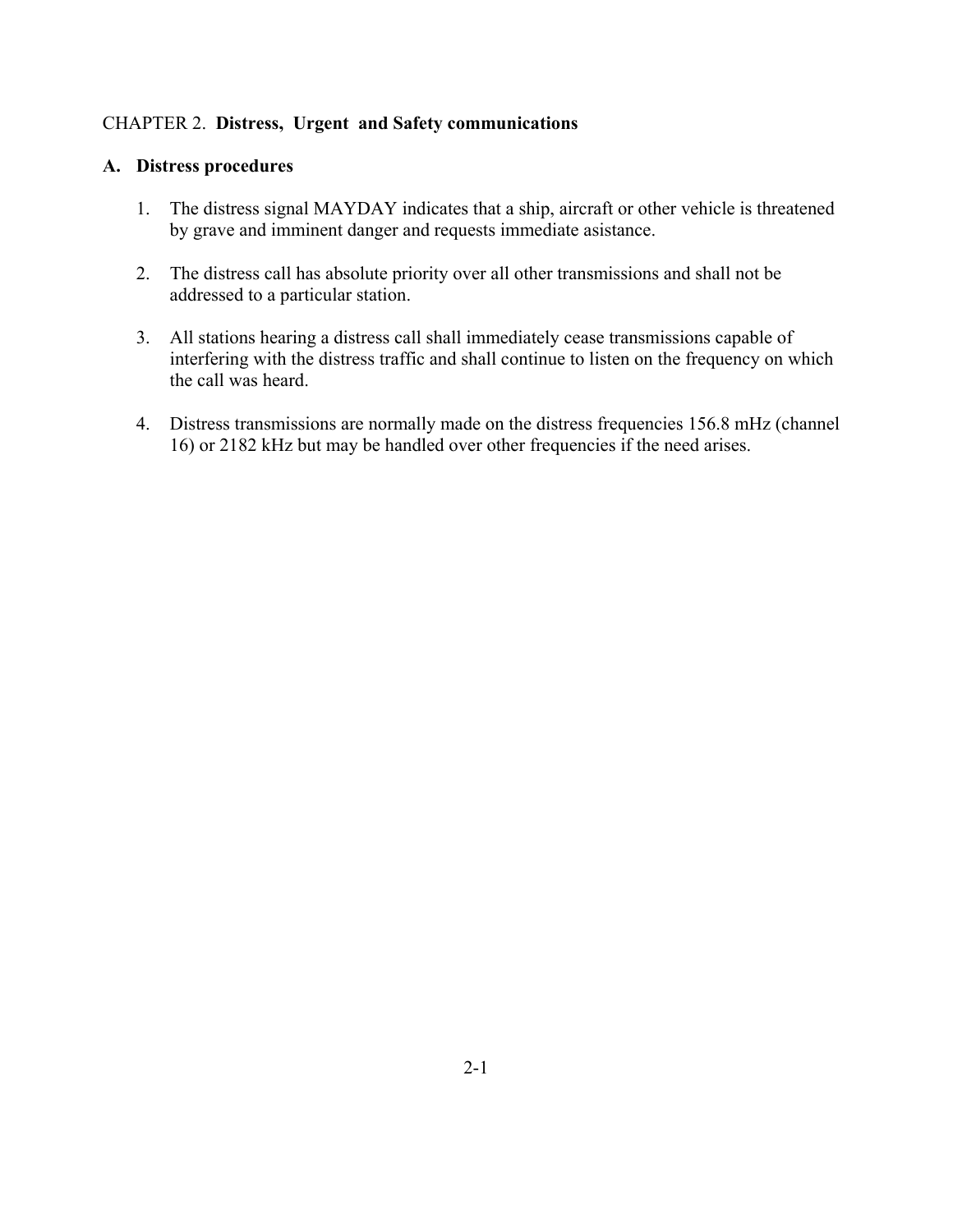## CHAPTER 2. **Distress, Urgent and Safety communications**

### A. Distress procedures

1. The distress signal MAYDAY indicates that a ship, aircraft or other vehicle is threatened by grave and imminent danger and requests immediate asistance.

2. The distress call has absolute priority over all other transmissions and shall not be addressed to a particular station.

3. All stations hearing a distress call shall immediately cease transmissions capable of interfering with the distress traffic and shall continue to listen on the frequency on which the call was heard.

4. Distress transmissions are normally made on the distress frequencies 156.8 mHz (channel 16) or 2182 kHz but may be handled over other frequencies if the need arises.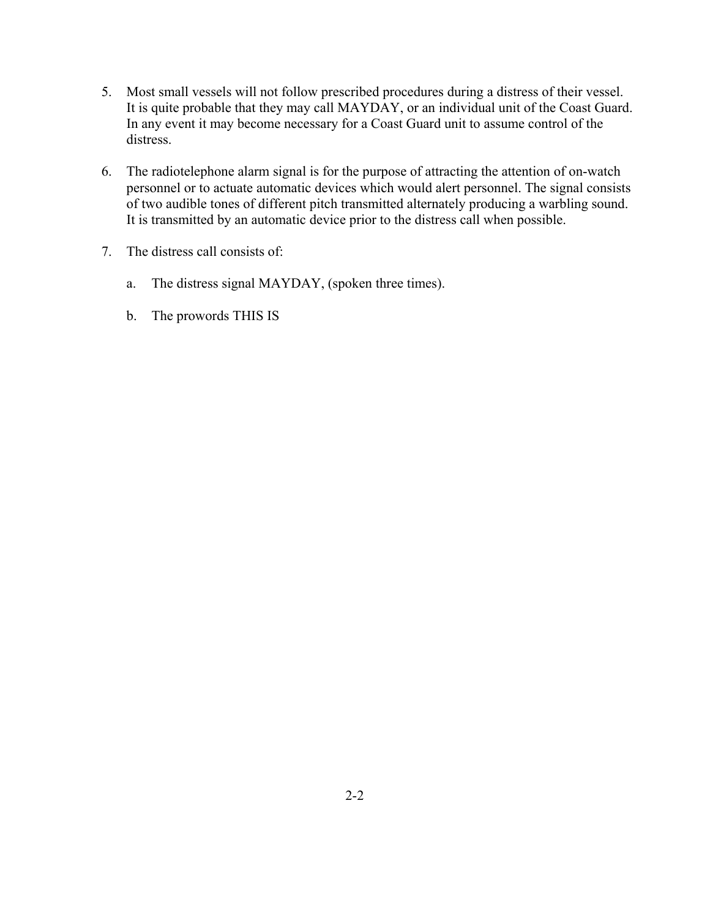5. Most small vessels will not follow prescribed procedures during a distress of their vessel. It is quite probable that they may call MAYDAY, or an individual unit of the Coast Guard. In any event it may become necessary for a Coast Guard unit to assume control of the distress.

6. The radiotelephone alarm signal is for the purpose of attracting the attention of on-watch personnel or to actuate automatic devices which would alert personnel. The signal consists of two audible tones of different pitch transmitted alternately producing a warbling sound. It is transmitted by an automatic device prior to the distress call when possible.

7. The distress call consists of:

   a. The distress signal MAYDAY, (spoken three times).

   b. The prowords THIS IS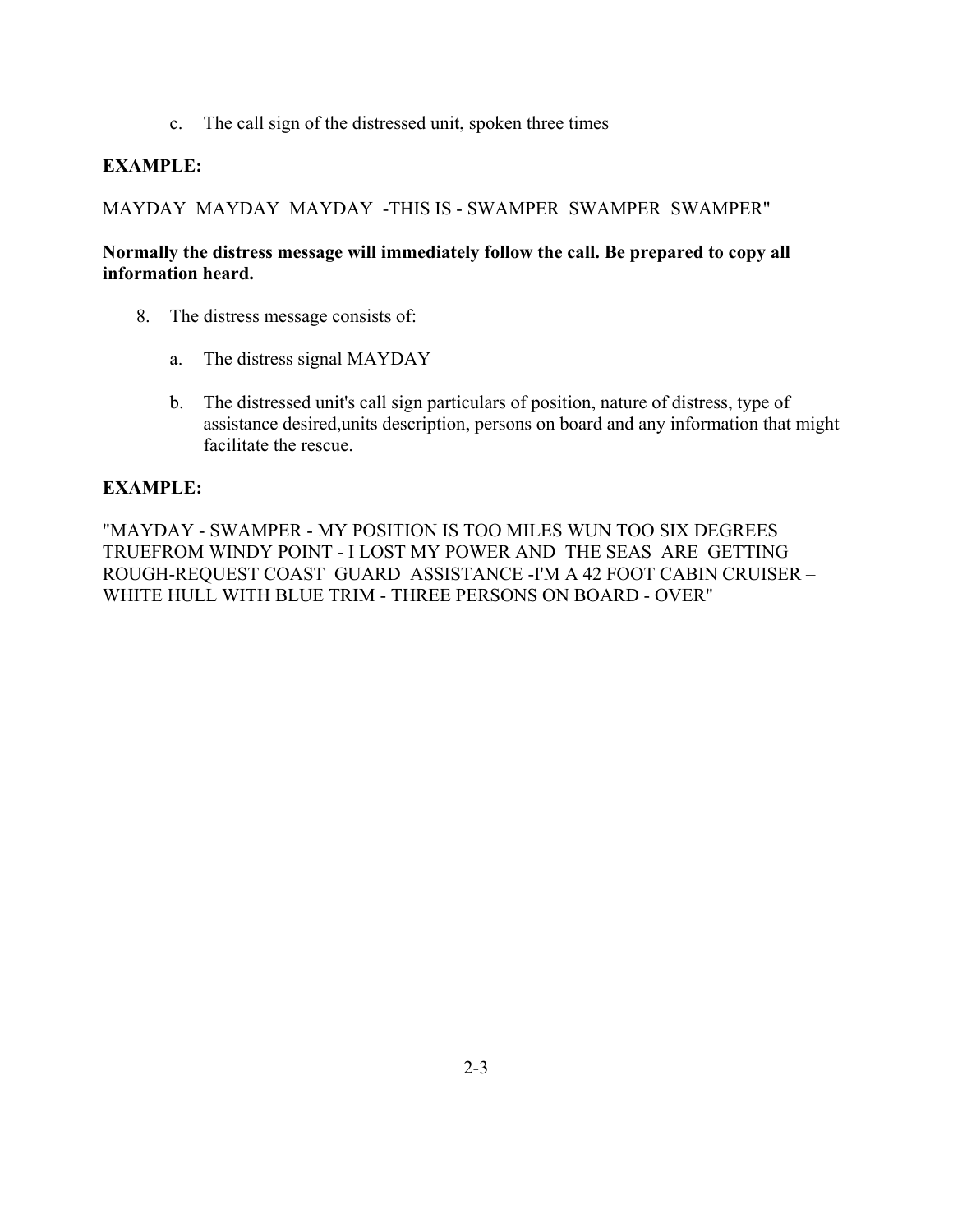c. The call sign of the distressed unit, spoken three times

**EXAMPLE:**

MAYDAY MAYDAY MAYDAY -THIS IS - SWAMPER SWAMPER SWAMPER"

**Normally the distress message will immediately follow the call. Be prepared to copy all information heard.**

8. The distress message consists of:

   a. The distress signal MAYDAY

   b. The distressed unit's call sign particulars of position, nature of distress, type of assistance desired,units description, persons on board and any information that might facilitate the rescue.

**EXAMPLE:**

"MAYDAY - SWAMPER - MY POSITION IS TOO MILES WUN TOO SIX DEGREES TRUEFROM WINDY POINT - I LOST MY POWER AND THE SEAS ARE GETTING ROUGH-REQUEST COAST GUARD ASSISTANCE -I'M A 42 FOOT CABIN CRUISER – WHITE HULL WITH BLUE TRIM - THREE PERSONS ON BOARD - OVER"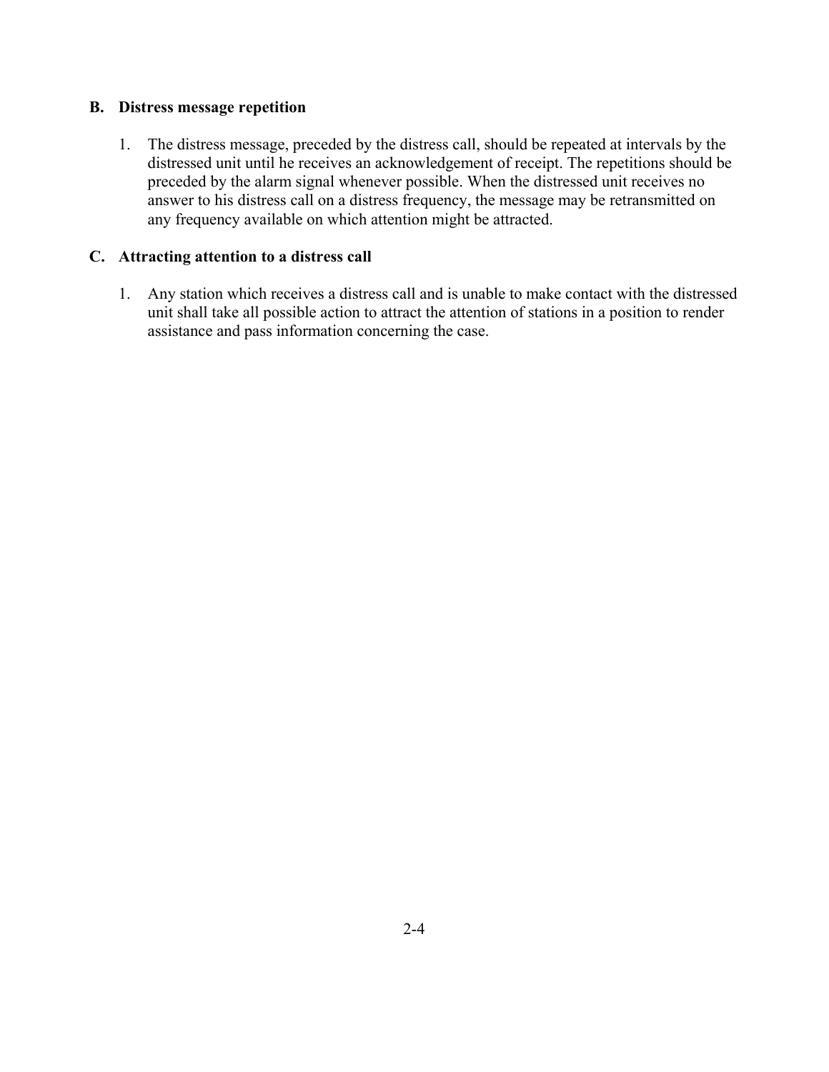### B. Distress message repetition

1. The distress message, preceded by the distress call, should be repeated at intervals by the distressed unit until he receives an acknowledgement of receipt. The repetitions should be preceded by the alarm signal whenever possible. When the distressed unit receives no answer to his distress call on a distress frequency, the message may be retransmitted on any frequency available on which attention might be attracted.

### C. Attracting attention to a distress call

1. Any station which receives a distress call and is unable to make contact with the distressed unit shall take all possible action to attract the attention of stations in a position to render assistance and pass information concerning the case.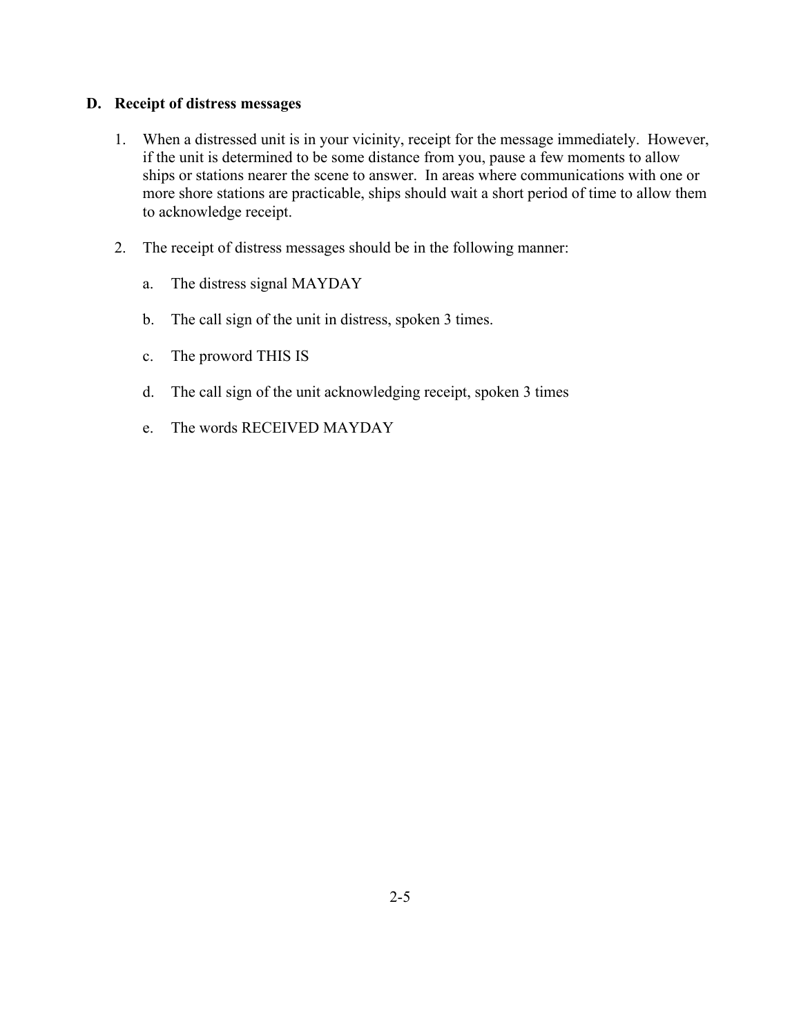### D. Receipt of distress messages

1. When a distressed unit is in your vicinity, receipt for the message immediately. However, if the unit is determined to be some distance from you, pause a few moments to allow ships or stations nearer the scene to answer. In areas where communications with one or more shore stations are practicable, ships should wait a short period of time to allow them to acknowledge receipt.

2. The receipt of distress messages should be in the following manner:

   a. The distress signal MAYDAY

   b. The call sign of the unit in distress, spoken 3 times.

   c. The proword THIS IS

   d. The call sign of the unit acknowledging receipt, spoken 3 times

   e. The words RECEIVED MAYDAY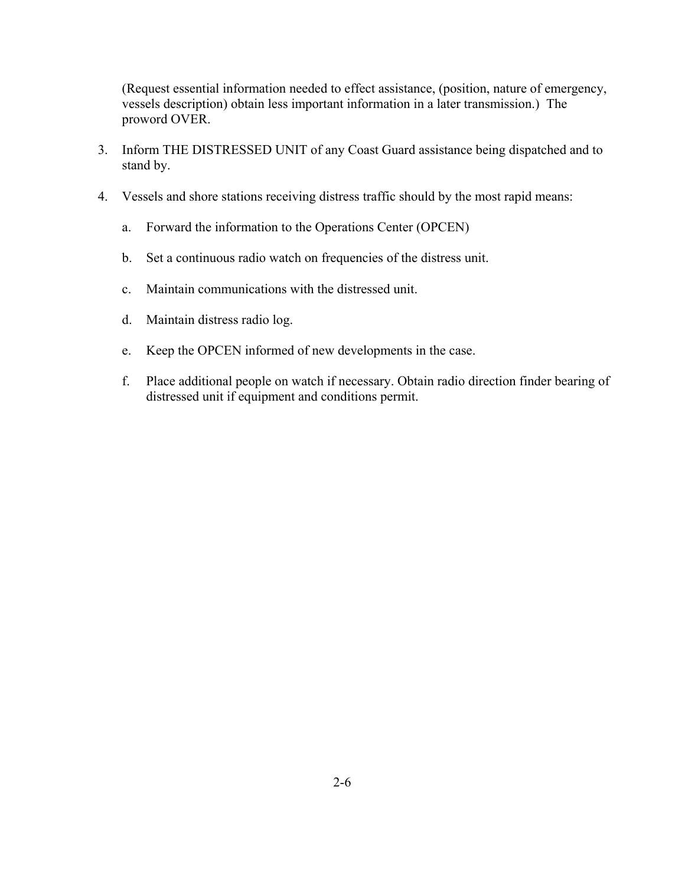(Request essential information needed to effect assistance, (position, nature of emergency, vessels description) obtain less important information in a later transmission.) The proword OVER.

3. Inform THE DISTRESSED UNIT of any Coast Guard assistance being dispatched and to stand by.

4. Vessels and shore stations receiving distress traffic should by the most rapid means:

   a. Forward the information to the Operations Center (OPCEN)

   b. Set a continuous radio watch on frequencies of the distress unit.

   c. Maintain communications with the distressed unit.

   d. Maintain distress radio log.

   e. Keep the OPCEN informed of new developments in the case.

   f. Place additional people on watch if necessary. Obtain radio direction finder bearing of distressed unit if equipment and conditions permit.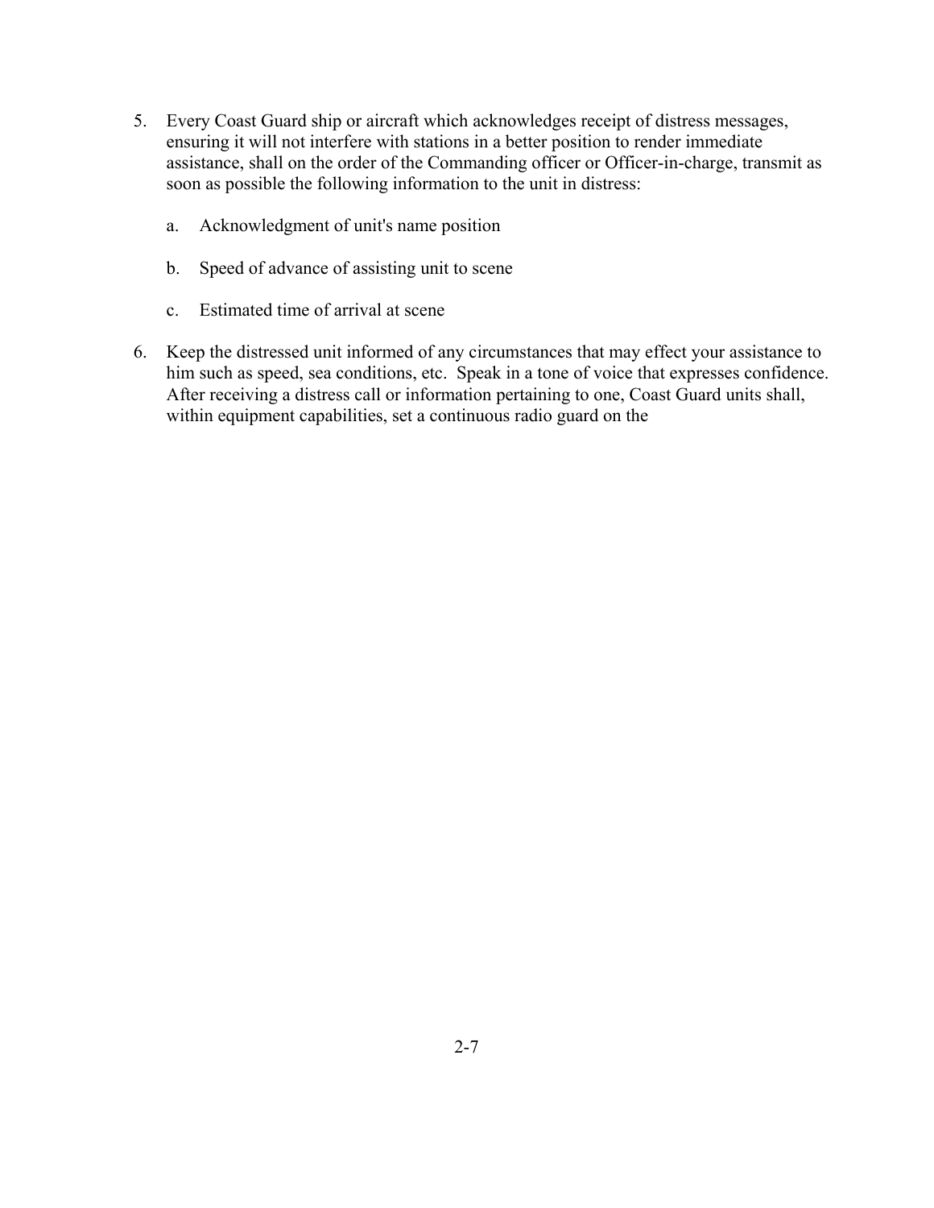5. Every Coast Guard ship or aircraft which acknowledges receipt of distress messages, ensuring it will not interfere with stations in a better position to render immediate assistance, shall on the order of the Commanding officer or Officer-in-charge, transmit as soon as possible the following information to the unit in distress:

    a. Acknowledgment of unit's name position

    b. Speed of advance of assisting unit to scene

    c. Estimated time of arrival at scene

6. Keep the distressed unit informed of any circumstances that may effect your assistance to him such as speed, sea conditions, etc. Speak in a tone of voice that expresses confidence. After receiving a distress call or information pertaining to one, Coast Guard units shall, within equipment capabilities, set a continuous radio guard on the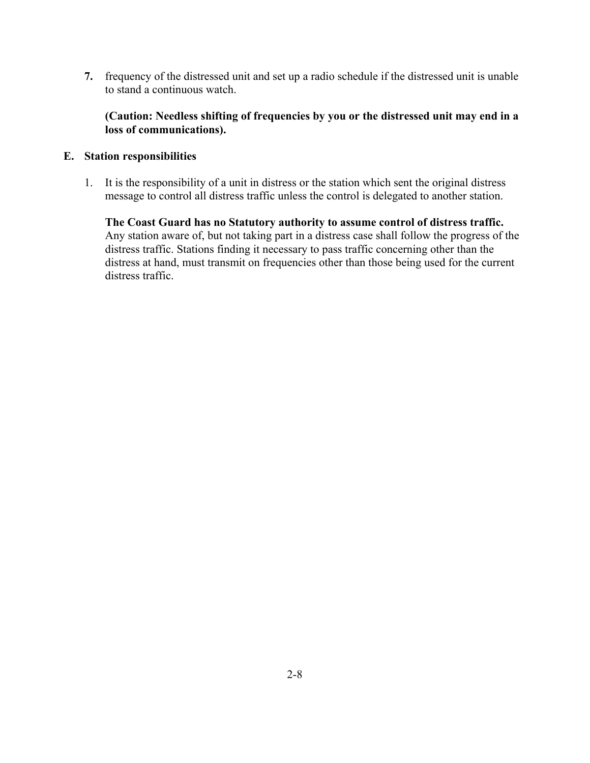**7.** frequency of the distressed unit and set up a radio schedule if the distressed unit is unable to stand a continuous watch.

**(Caution: Needless shifting of frequencies by you or the distressed unit may end in a loss of communications).**

**E. Station responsibilities**

1. It is the responsibility of a unit in distress or the station which sent the original distress message to control all distress traffic unless the control is delegated to another station.

   **The Coast Guard has no Statutory authority to assume control of distress traffic.** Any station aware of, but not taking part in a distress case shall follow the progress of the distress traffic. Stations finding it necessary to pass traffic concerning other than the distress at hand, must transmit on frequencies other than those being used for the current distress traffic.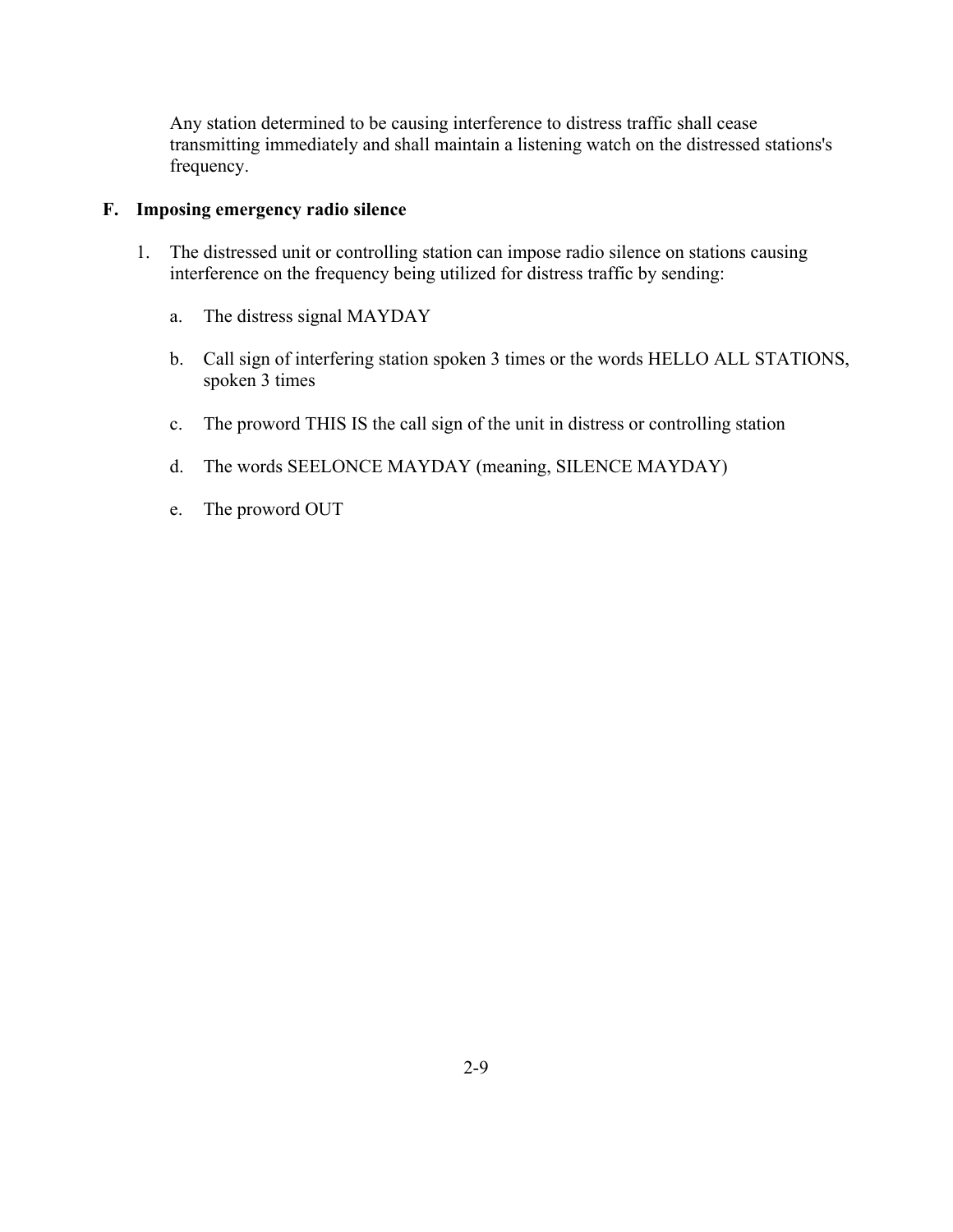Any station determined to be causing interference to distress traffic shall cease transmitting immediately and shall maintain a listening watch on the distressed stations's frequency.

**F. Imposing emergency radio silence**

1. The distressed unit or controlling station can impose radio silence on stations causing interference on the frequency being utilized for distress traffic by sending:

   a. The distress signal MAYDAY

   b. Call sign of interfering station spoken 3 times or the words HELLO ALL STATIONS, spoken 3 times

   c. The proword THIS IS the call sign of the unit in distress or controlling station

   d. The words SEELONCE MAYDAY (meaning, SILENCE MAYDAY)

   e. The proword OUT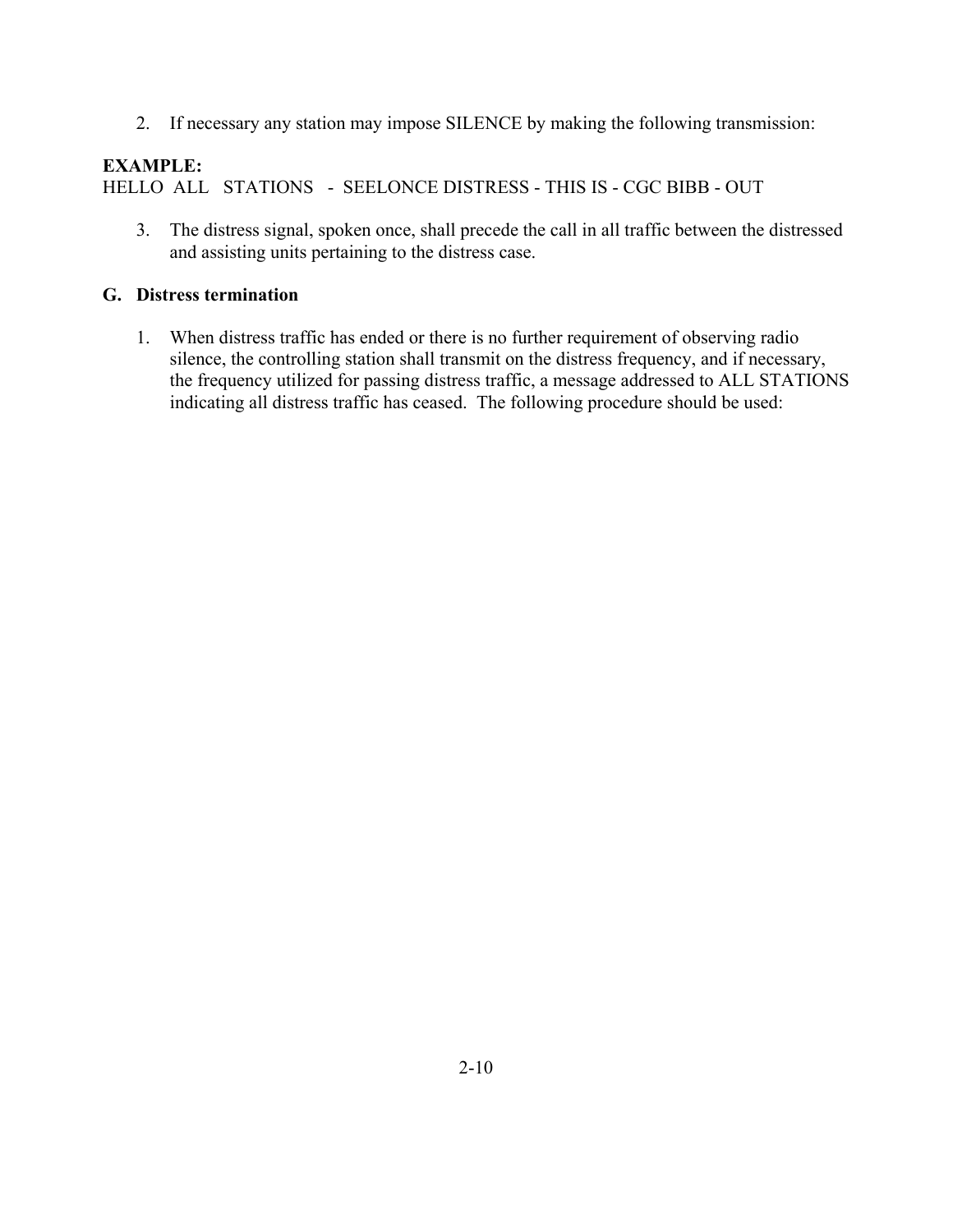2. If necessary any station may impose SILENCE by making the following transmission:

**EXAMPLE:**
HELLO ALL STATIONS - SEELONCE DISTRESS - THIS IS - CGC BIBB - OUT

3. The distress signal, spoken once, shall precede the call in all traffic between the distressed and assisting units pertaining to the distress case.

## G. Distress termination

1. When distress traffic has ended or there is no further requirement of observing radio silence, the controlling station shall transmit on the distress frequency, and if necessary, the frequency utilized for passing distress traffic, a message addressed to ALL STATIONS indicating all distress traffic has ceased. The following procedure should be used: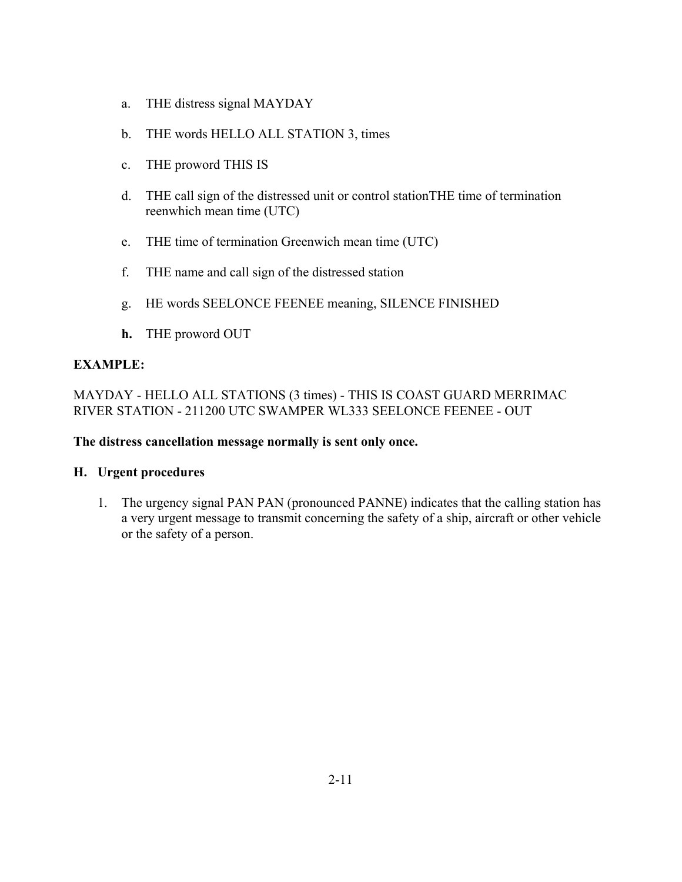a. THE distress signal MAYDAY

b. THE words HELLO ALL STATION 3, times

c. THE proword THIS IS

d. THE call sign of the distressed unit or control stationTHE time of termination reenwhich mean time (UTC)

e. THE time of termination Greenwich mean time (UTC)

f. THE name and call sign of the distressed station

g. HE words SEELONCE FEENEE meaning, SILENCE FINISHED

**h.** THE proword OUT

**EXAMPLE:**

MAYDAY - HELLO ALL STATIONS (3 times) - THIS IS COAST GUARD MERRIMAC RIVER STATION - 211200 UTC SWAMPER WL333 SEELONCE FEENEE - OUT

**The distress cancellation message normally is sent only once.**

### H. Urgent procedures

1. The urgency signal PAN PAN (pronounced PANNE) indicates that the calling station has a very urgent message to transmit concerning the safety of a ship, aircraft or other vehicle or the safety of a person.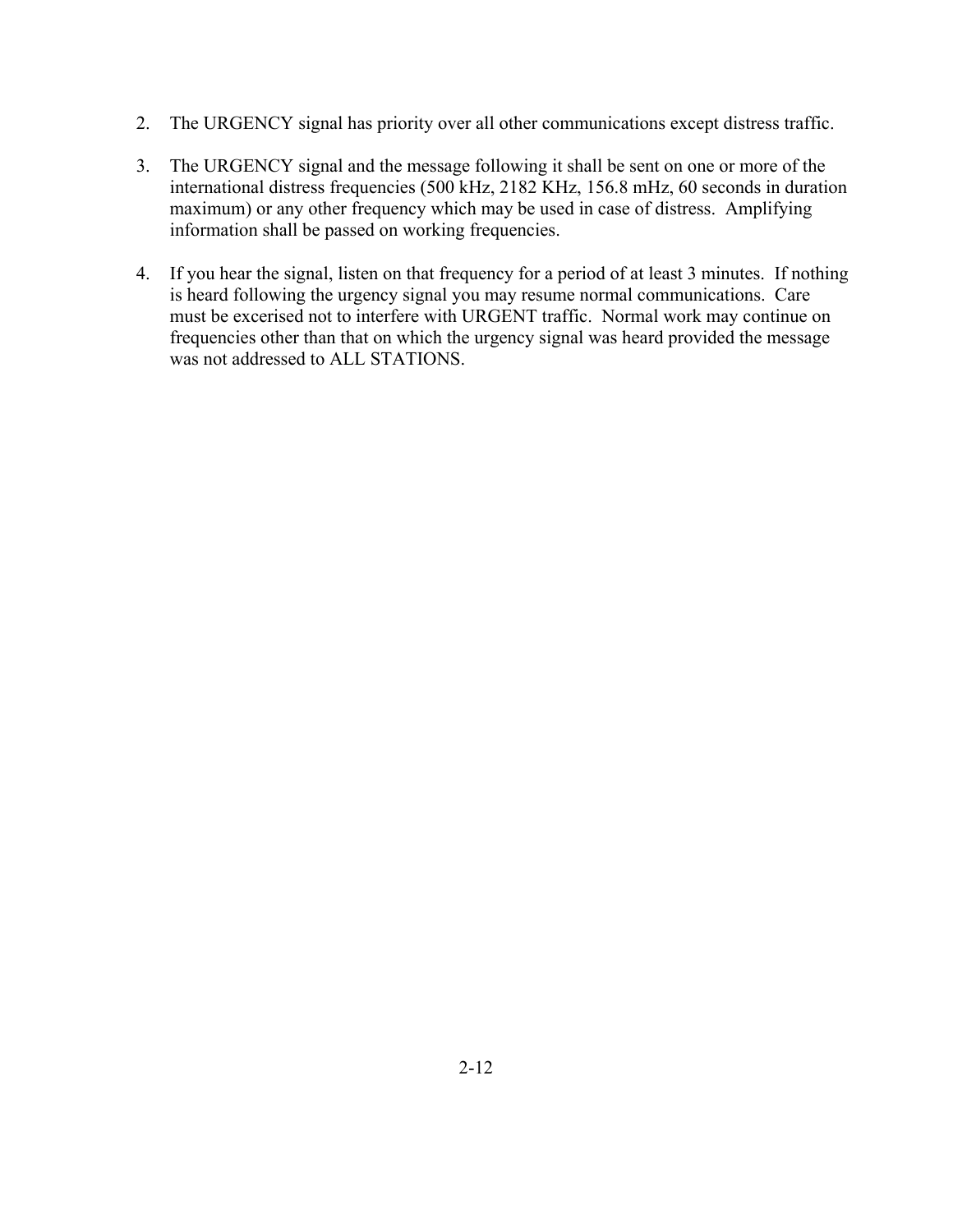2. The URGENCY signal has priority over all other communications except distress traffic.

3. The URGENCY signal and the message following it shall be sent on one or more of the international distress frequencies (500 kHz, 2182 KHz, 156.8 mHz, 60 seconds in duration maximum) or any other frequency which may be used in case of distress. Amplifying information shall be passed on working frequencies.

4. If you hear the signal, listen on that frequency for a period of at least 3 minutes. If nothing is heard following the urgency signal you may resume normal communications. Care must be excerised not to interfere with URGENT traffic. Normal work may continue on frequencies other than that on which the urgency signal was heard provided the message was not addressed to ALL STATIONS.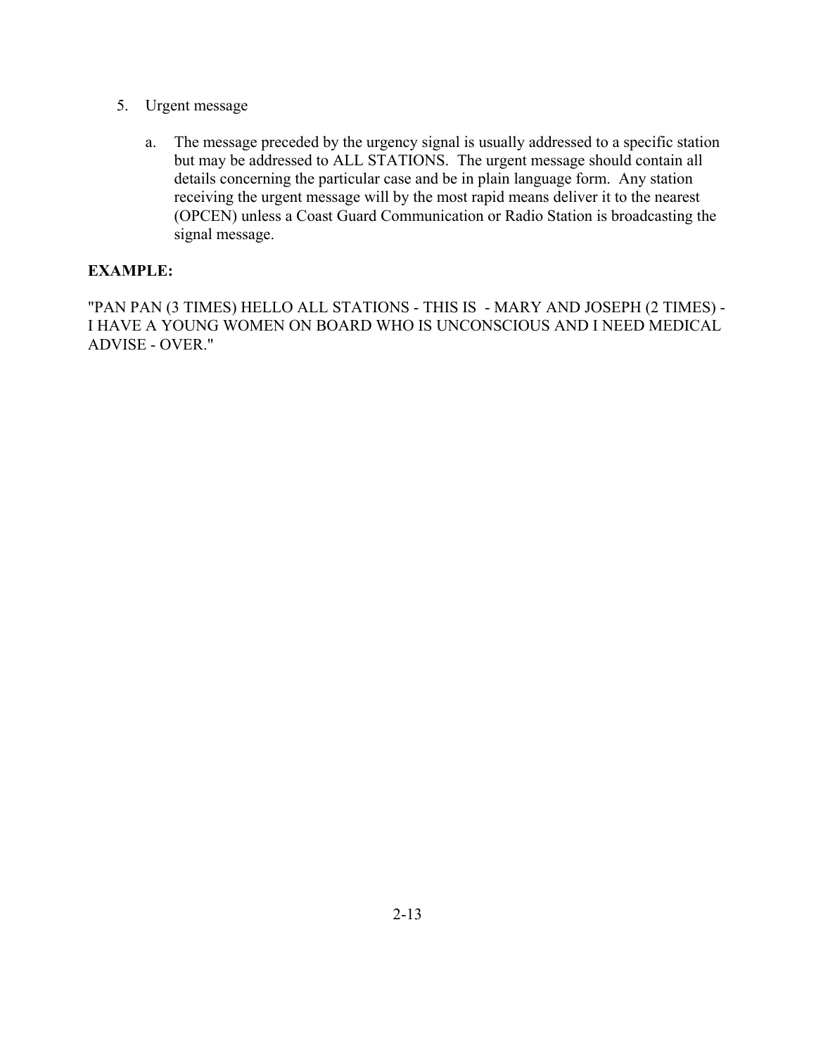5. Urgent message

   a. The message preceded by the urgency signal is usually addressed to a specific station but may be addressed to ALL STATIONS. The urgent message should contain all details concerning the particular case and be in plain language form. Any station receiving the urgent message will by the most rapid means deliver it to the nearest (OPCEN) unless a Coast Guard Communication or Radio Station is broadcasting the signal message.

**EXAMPLE:**

"PAN PAN (3 TIMES) HELLO ALL STATIONS - THIS IS - MARY AND JOSEPH (2 TIMES) - I HAVE A YOUNG WOMEN ON BOARD WHO IS UNCONSCIOUS AND I NEED MEDICAL ADVISE - OVER."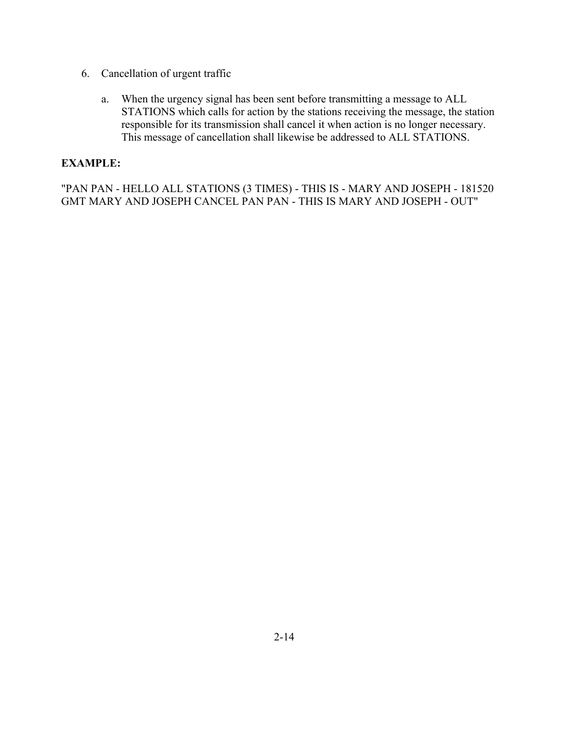6. Cancellation of urgent traffic

   a. When the urgency signal has been sent before transmitting a message to ALL STATIONS which calls for action by the stations receiving the message, the station responsible for its transmission shall cancel it when action is no longer necessary. This message of cancellation shall likewise be addressed to ALL STATIONS.

**EXAMPLE:**

"PAN PAN - HELLO ALL STATIONS (3 TIMES) - THIS IS - MARY AND JOSEPH - 181520 GMT MARY AND JOSEPH CANCEL PAN PAN - THIS IS MARY AND JOSEPH - OUT"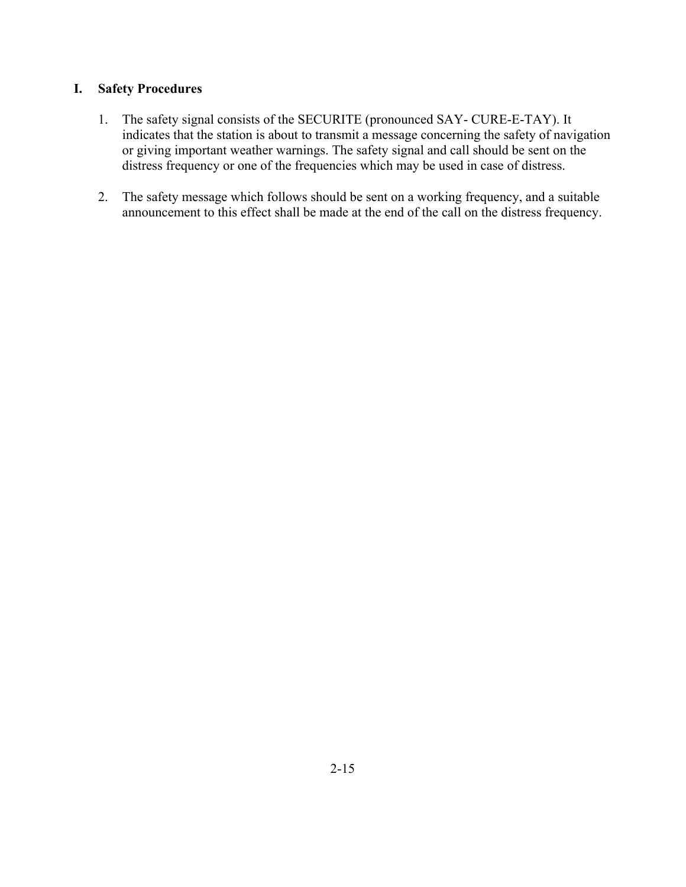## I. Safety Procedures

1. The safety signal consists of the SECURITE (pronounced SAY- CURE-E-TAY). It indicates that the station is about to transmit a message concerning the safety of navigation or giving important weather warnings. The safety signal and call should be sent on the distress frequency or one of the frequencies which may be used in case of distress.

2. The safety message which follows should be sent on a working frequency, and a suitable announcement to this effect shall be made at the end of the call on the distress frequency.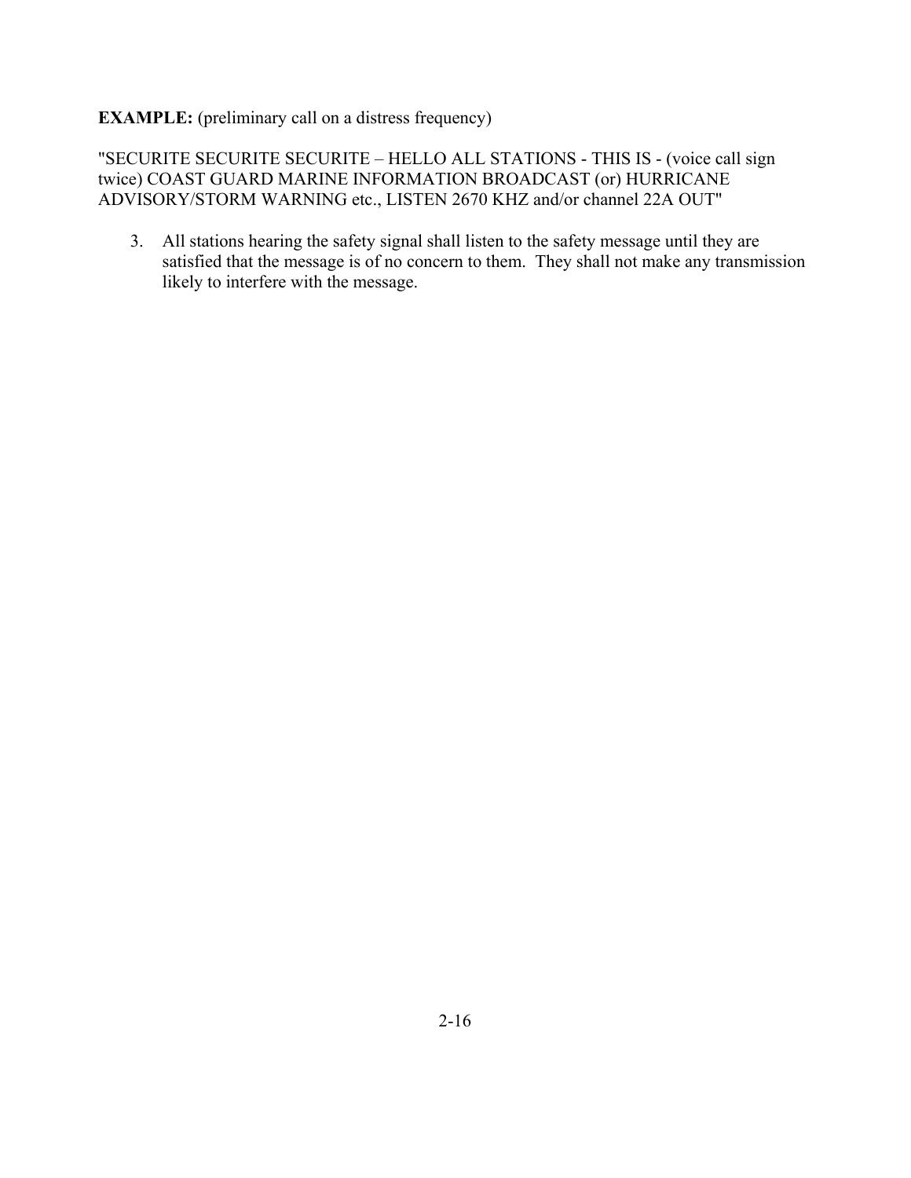**EXAMPLE:** (preliminary call on a distress frequency)

"SECURITE SECURITE SECURITE – HELLO ALL STATIONS - THIS IS - (voice call sign twice) COAST GUARD MARINE INFORMATION BROADCAST (or) HURRICANE ADVISORY/STORM WARNING etc., LISTEN 2670 KHZ and/or channel 22A OUT"

3. All stations hearing the safety signal shall listen to the safety message until they are satisfied that the message is of no concern to them. They shall not make any transmission likely to interfere with the message.